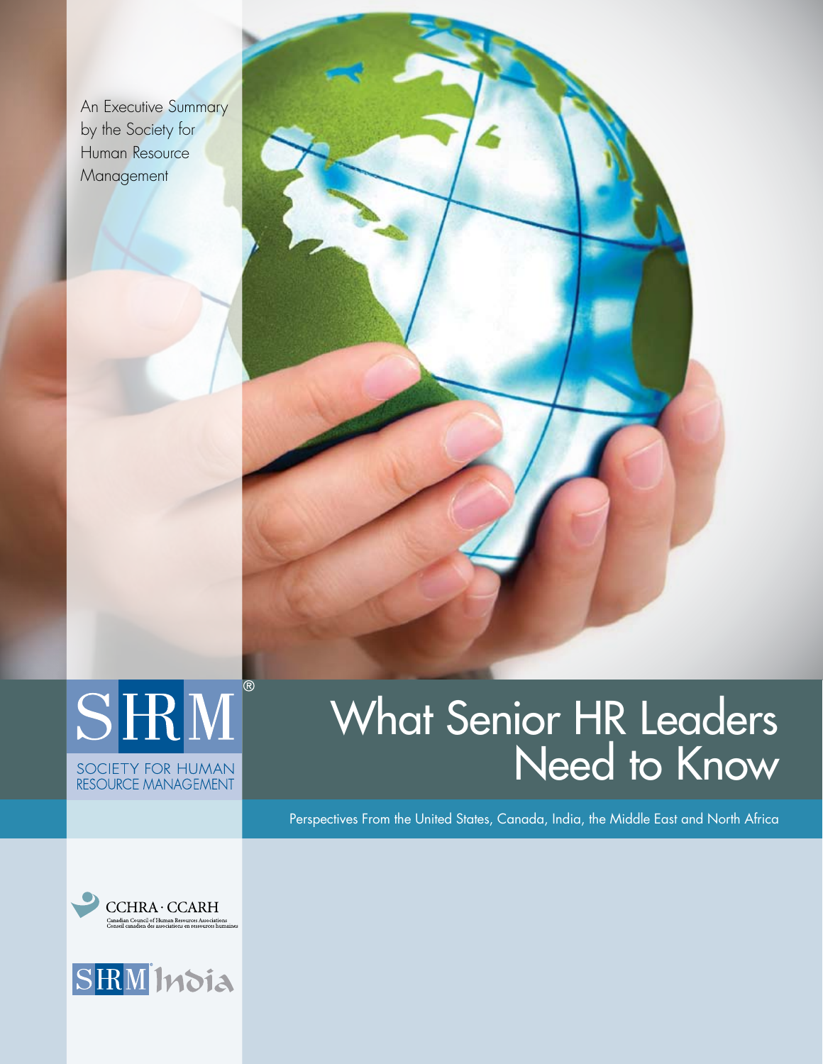An Executive Summary by the Society for Human Resource Management

SHRM®
SOCIETY FOR HUMAN RESOURCE MANAGEMENT

# What Senior HR Leaders Need to Know

Perspectives From the United States, Canada, India, the Middle East and North Africa

CCHRA · CCARH
Canadian Council of Human Resources Associations
Conseil canadien des associations en ressources humaines

SHRM India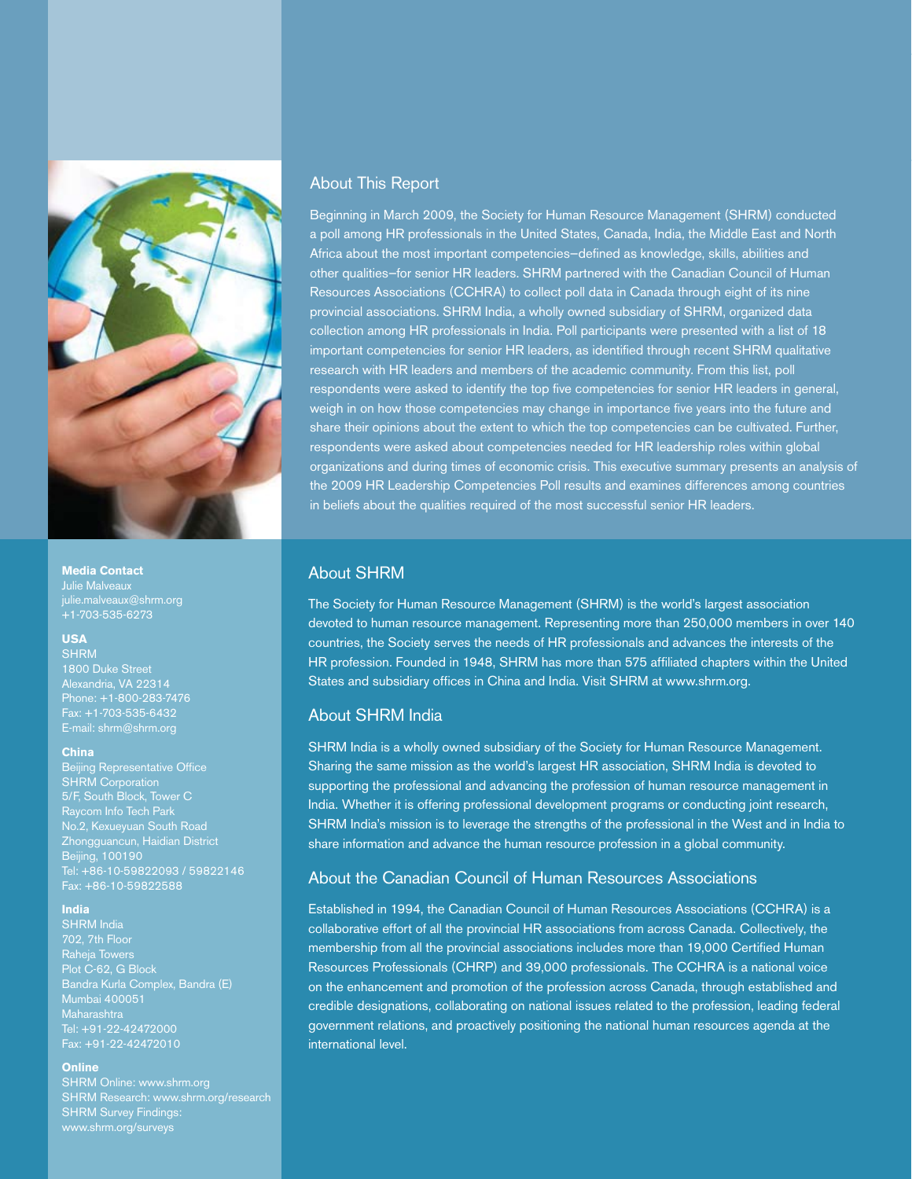## About This Report

Beginning in March 2009, the Society for Human Resource Management (SHRM) conducted a poll among HR professionals in the United States, Canada, India, the Middle East and North Africa about the most important competencies—defined as knowledge, skills, abilities and other qualities—for senior HR leaders. SHRM partnered with the Canadian Council of Human Resources Associations (CCHRA) to collect poll data in Canada through eight of its nine provincial associations. SHRM India, a wholly owned subsidiary of SHRM, organized data collection among HR professionals in India. Poll participants were presented with a list of 18 important competencies for senior HR leaders, as identified through recent SHRM qualitative research with HR leaders and members of the academic community. From this list, poll respondents were asked to identify the top five competencies for senior HR leaders in general, weigh in on how those competencies may change in importance five years into the future and share their opinions about the extent to which the top competencies can be cultivated. Further, respondents were asked about competencies needed for HR leadership roles within global organizations and during times of economic crisis. This executive summary presents an analysis of the 2009 HR Leadership Competencies Poll results and examines differences among countries in beliefs about the qualities required of the most successful senior HR leaders.

## About SHRM

The Society for Human Resource Management (SHRM) is the world's largest association devoted to human resource management. Representing more than 250,000 members in over 140 countries, the Society serves the needs of HR professionals and advances the interests of the HR profession. Founded in 1948, SHRM has more than 575 affiliated chapters within the United States and subsidiary offices in China and India. Visit SHRM at www.shrm.org.

## About SHRM India

SHRM India is a wholly owned subsidiary of the Society for Human Resource Management. Sharing the same mission as the world's largest HR association, SHRM India is devoted to supporting the professional and advancing the profession of human resource management in India. Whether it is offering professional development programs or conducting joint research, SHRM India's mission is to leverage the strengths of the professional in the West and in India to share information and advance the human resource profession in a global community.

## About the Canadian Council of Human Resources Associations

Established in 1994, the Canadian Council of Human Resources Associations (CCHRA) is a collaborative effort of all the provincial HR associations from across Canada. Collectively, the membership from all the provincial associations includes more than 19,000 Certified Human Resources Professionals (CHRP) and 39,000 professionals. The CCHRA is a national voice on the enhancement and promotion of the profession across Canada, through established and credible designations, collaborating on national issues related to the profession, leading federal government relations, and proactively positioning the national human resources agenda at the international level.

**Media Contact**
Julie Malveaux
julie.malveaux@shrm.org
+1-703-535-6273

**USA**
SHRM
1800 Duke Street
Alexandria, VA 22314
Phone: +1-800-283-7476
Fax: +1-703-535-6432
E-mail: shrm@shrm.org

**China**
Beijing Representative Office
SHRM Corporation
5/F, South Block, Tower C
Raycom Info Tech Park
No.2, Kexueyuan South Road
Zhongguancun, Haidian District
Beijing, 100190
Tel: +86-10-59822093 / 59822146
Fax: +86-10-59822588

**India**
SHRM India
702, 7th Floor
Raheja Towers
Plot C-62, G Block
Bandra Kurla Complex, Bandra (E)
Mumbai 400051
Maharashtra
Tel: +91-22-42472000
Fax: +91-22-42472010

**Online**
SHRM Online: www.shrm.org
SHRM Research: www.shrm.org/research
SHRM Survey Findings:
www.shrm.org/surveys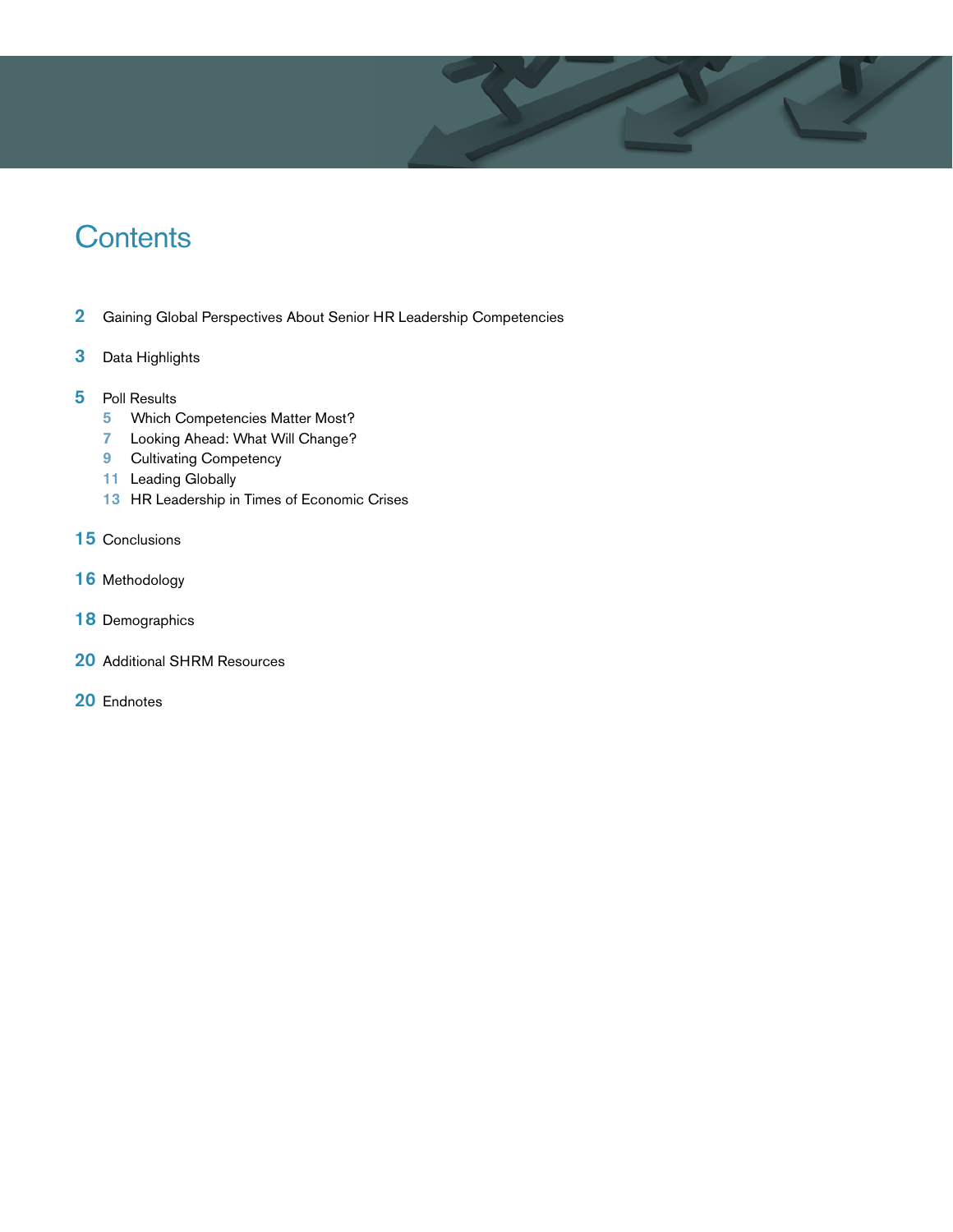# Contents

**2** Gaining Global Perspectives About Senior HR Leadership Competencies

**3** Data Highlights

**5** Poll Results
- 5 Which Competencies Matter Most?
- 7 Looking Ahead: What Will Change?
- 9 Cultivating Competency
- 11 Leading Globally
- 13 HR Leadership in Times of Economic Crises

**15** Conclusions

**16** Methodology

**18** Demographics

**20** Additional SHRM Resources

**20** Endnotes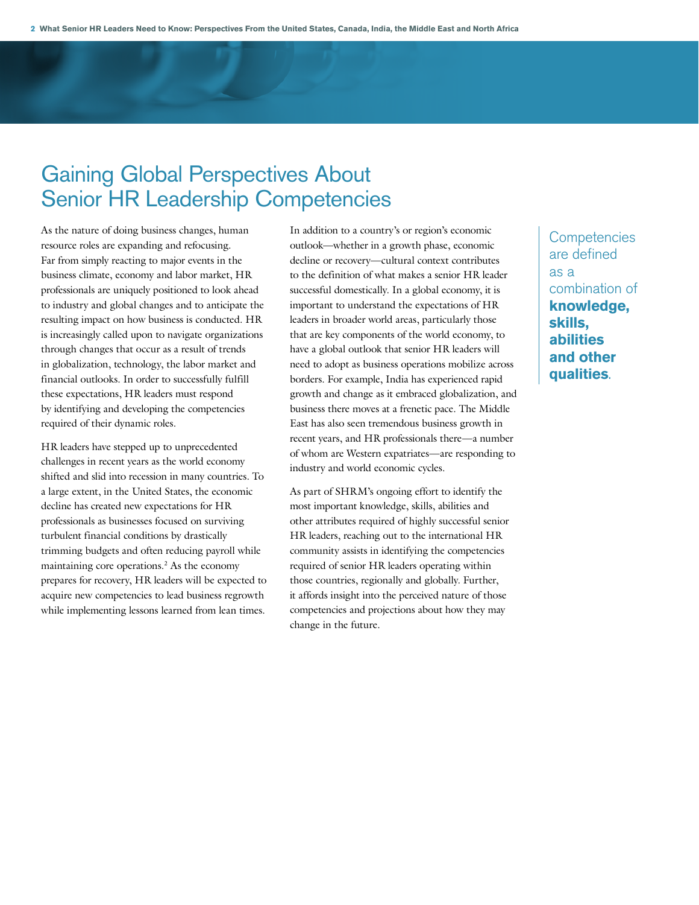# Gaining Global Perspectives About Senior HR Leadership Competencies

As the nature of doing business changes, human resource roles are expanding and refocusing. Far from simply reacting to major events in the business climate, economy and labor market, HR professionals are uniquely positioned to look ahead to industry and global changes and to anticipate the resulting impact on how business is conducted. HR is increasingly called upon to navigate organizations through changes that occur as a result of trends in globalization, technology, the labor market and financial outlooks. In order to successfully fulfill these expectations, HR must respond by identifying and developing the competencies required of their dynamic roles.

HR leaders have stepped up to unprecedented challenges in recent years as the world economy shifted and slid into recession in many countries. To a large extent, in the United States, the economic decline has created new expectations for HR professionals as businesses focused on surviving turbulent financial conditions by drastically trimming budgets and often reducing payroll while maintaining core operations.[2] As the economy prepares for recovery, HR leaders will be expected to acquire new competencies to lead business regrowth while implementing lessons learned from lean times.

In addition to a country's or region's economic outlook—whether in a growth phase, economic decline or recovery—cultural context contributes to the definition of what makes a senior HR leader successful domestically. In a global economy, it is important to understand the expectations of HR leaders in broader world areas, particularly those that are key components of the world economy, to have a global outlook that senior HR leaders will need to adopt as business operations mobilize across borders. For example, India has experienced rapid growth and change as it embraced globalization, and business there moves at a frenetic pace. The Middle East has also seen tremendous business growth in recent years, and HR professionals there—a number of whom are Western expatriates—are responding to industry and world economic cycles.

As part of SHRM's ongoing effort to identify the most important knowledge, skills, abilities and other attributes required of highly successful senior HR leaders, reaching out to the international HR community assists in identifying the competencies required of senior HR leaders operating within those countries, regionally and globally. Further, it affords insight into the perceived nature of those competencies and projections about how they may change in the future.

Competencies are defined as a combination of **knowledge, skills, abilities and other qualities**.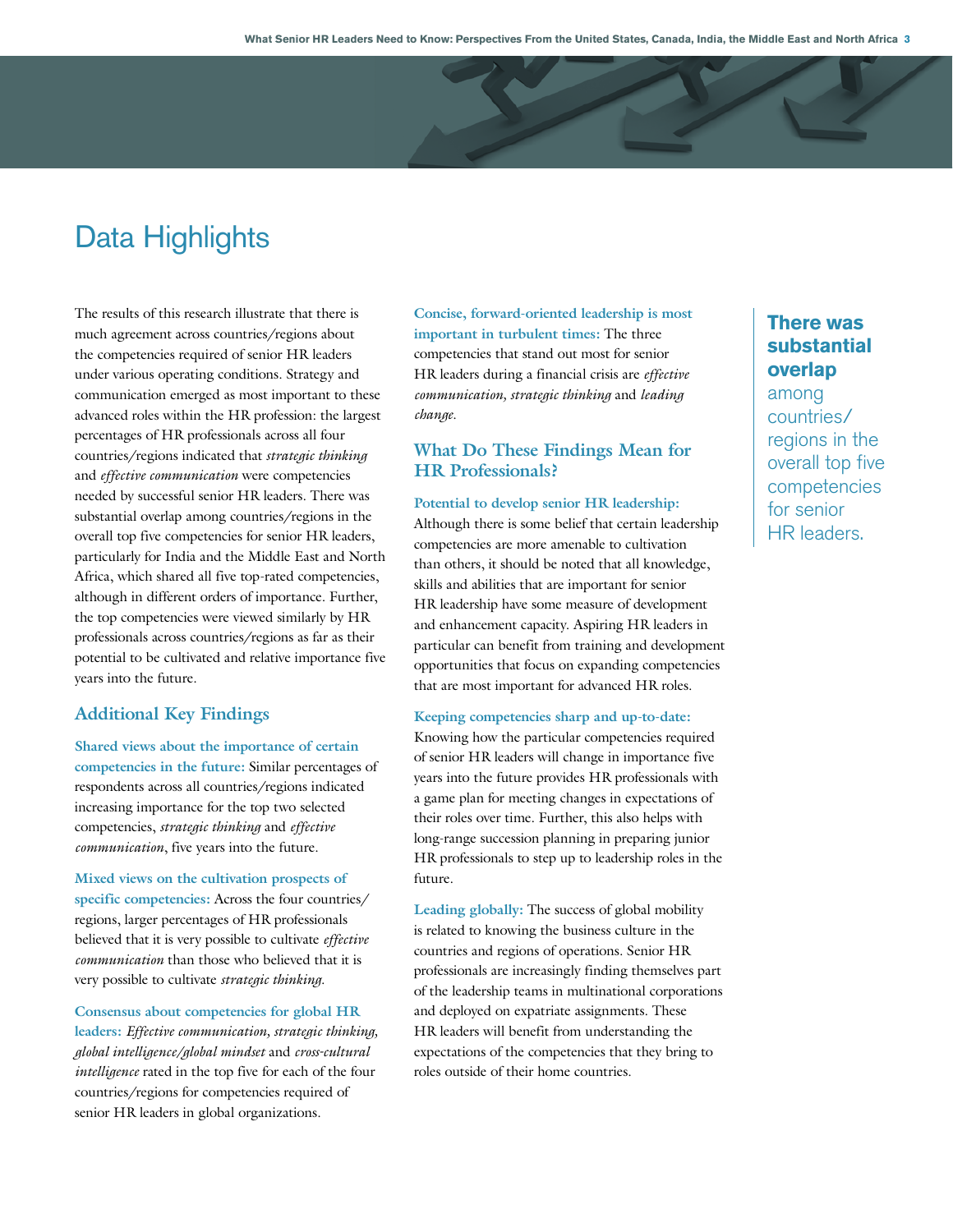# Data Highlights

The results of this research illustrate that there is much agreement across countries/regions about the competencies required of senior HR leaders under various operating conditions. Strategy and communication emerged as most important to these advanced roles within the HR profession: the largest percentages of HR professionals across all four countries/regions indicated that *strategic thinking* and *effective communication* were competencies needed by successful senior HR leaders. There was substantial overlap among countries/regions in the overall top five competencies for senior HR leaders, particularly for India and the Middle East and North Africa, which shared all five top-rated competencies, although in different orders of importance. Further, the top competencies were viewed similarly by HR professionals across countries/regions as far as their potential to be cultivated and relative importance five years into the future.

## Additional Key Findings

**Shared views about the importance of certain competencies in the future:** Similar percentages of respondents across all countries/regions indicated increasing importance for the top two selected competencies, *strategic thinking* and *effective communication*, five years into the future.

**Mixed views on the cultivation prospects of specific competencies:** Across the four countries/regions, larger percentages of HR professionals believed that it is very possible to cultivate *effective communication* than those who believed that it is very possible to cultivate *strategic thinking*.

**Consensus about competencies for global HR leaders:** *Effective communication, strategic thinking, global intelligence/global mindset* and *cross-cultural intelligence* rated in the top five for each of the four countries/regions for competencies required of senior HR leaders in global organizations.

**Concise, forward-oriented leadership is most important in turbulent times:** The three competencies that stand out most for senior HR leaders during a financial crisis are *effective communication, strategic thinking* and *leading change*.

## What Do These Findings Mean for HR Professionals?

**Potential to develop senior HR leadership:** Although there is some belief that certain leadership competencies are more amenable to cultivation than others, it should be noted that all knowledge, skills and abilities that are important for senior HR leadership have some measure of development and enhancement capacity. Aspiring HR leaders in particular can benefit from training and development opportunities that focus on expanding competencies that are most important for advanced HR roles.

**Keeping competencies sharp and up-to-date:** Knowing how the particular competencies required of senior HR leaders will change in importance five years into the future provides HR professionals with a game plan for meeting changes in expectations of their roles over time. Further, this also helps with long-range succession planning in preparing junior HR professionals to step up to leadership roles in the future.

**Leading globally:** The success of global mobility is related to knowing the business culture in the countries and regions of operations. Senior HR professionals are increasingly finding themselves part of the leadership teams in multinational corporations and deployed on expatriate assignments. These HR leaders will benefit from understanding the expectations of the competencies that they bring to roles outside of their home countries.

**There was substantial overlap** among countries/regions in the overall top five competencies for senior HR leaders.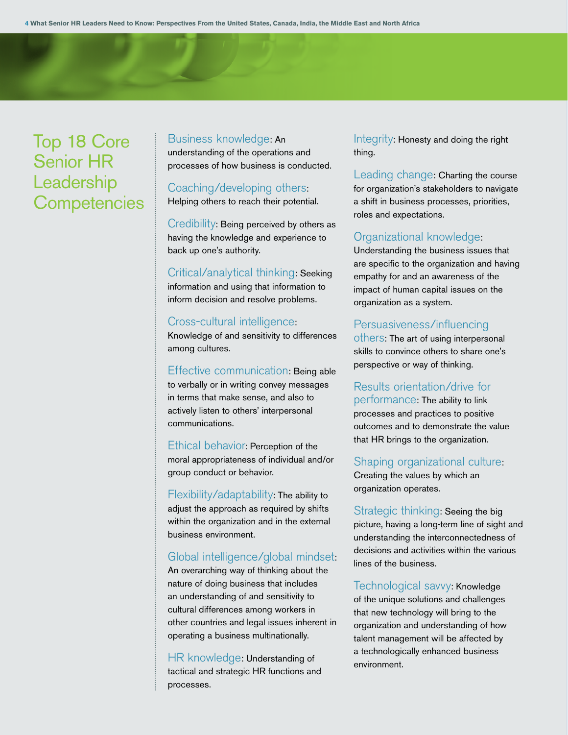# Top 18 Core Senior HR Leadership Competencies

**Business knowledge**: An understanding of the operations and processes of how business is conducted.

**Coaching/developing others**: Helping others to reach their potential.

**Credibility**: Being perceived by others as having the knowledge and experience to back up one's authority.

**Critical/analytical thinking**: Seeking information and using that information to inform decision and resolve problems.

**Cross-cultural intelligence**: Knowledge of and sensitivity to differences among cultures.

**Effective communication**: Being able to verbally or in writing convey messages in terms that make sense, and also to actively listen to others' interpersonal communications.

**Ethical behavior**: Perception of the moral appropriateness of individual and/or group conduct or behavior.

**Flexibility/adaptability**: The ability to adjust the approach as required by shifts within the organization and in the external business environment.

**Global intelligence/global mindset**: An overarching way of thinking about the nature of doing business that includes an understanding of and sensitivity to cultural differences among workers in other countries and legal issues inherent in operating a business multinationally.

**HR knowledge**: Understanding of tactical and strategic HR functions and processes.

**Integrity**: Honesty and doing the right thing.

**Leading change**: Charting the course for organization's stakeholders to navigate a shift in business processes, priorities, roles and expectations.

**Organizational knowledge**: Understanding the business issues that are specific to the organization and having empathy for and an awareness of the impact of human capital issues on the organization as a system.

**Persuasiveness/influencing others**: The art of using interpersonal skills to convince others to share one's perspective or way of thinking.

**Results orientation/drive for performance**: The ability to link processes and practices to positive outcomes and to demonstrate the value that HR brings to the organization.

**Shaping organizational culture**: Creating the values by which an organization operates.

**Strategic thinking**: Seeing the big picture, having a long-term line of sight and understanding the interconnectedness of decisions and activities within the various lines of the business.

**Technological savvy**: Knowledge of the unique solutions and challenges that new technology will bring to the organization and understanding of how talent management will be affected by a technologically enhanced business environment.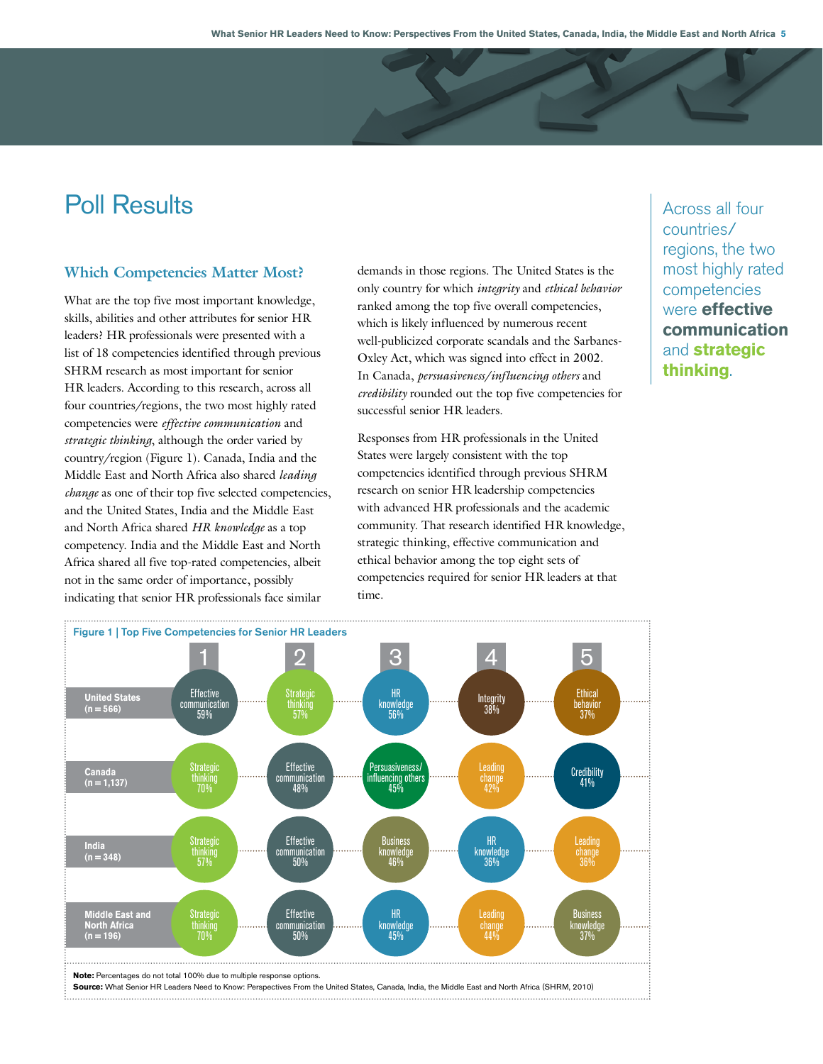# Poll Results

## Which Competencies Matter Most?

What are the top five most important knowledge, skills, abilities and other attributes for senior HR leaders? HR professionals were presented with a list of 18 competencies identified through previous SHRM research as most important for senior HR leaders. According to this research, across all four countries/regions, the two most highly rated competencies were *effective communication* and *strategic thinking*, although the order varied by country/region (Figure 1). Canada, India and the Middle East and North Africa also shared *leading change* as one of their top five selected competencies, and the United States, India and the Middle East and North Africa shared *HR knowledge* as a top competency. India and the Middle East and North Africa shared all five top-rated competencies, albeit not in the same order of importance, possibly indicating that senior HR professionals face similar demands in those regions. The United States is the only country for which *integrity* and *ethical behavior* ranked among the top five overall competencies, which is likely influenced by numerous recent well-publicized corporate scandals and the Sarbanes-Oxley Act, which was signed into effect in 2002. In Canada, *persuasiveness/influencing others* and *credibility* rounded out the top five competencies for successful senior HR leaders.

Responses from HR professionals in the United States were largely consistent with the top competencies identified through previous SHRM research on senior HR leadership competencies with advanced HR professionals and the academic community. That research identified HR knowledge, strategic thinking, effective communication and ethical behavior among the top eight sets of competencies required for senior HR leaders at that time.

Across all four countries/regions, the two most highly rated competencies were **effective communication** and **strategic thinking**.

**Figure 1 | Top Five Competencies for Senior HR Leaders**

| | 1 | 2 | 3 | 4 | 5 |
|---|---|---|---|---|---|
| United States (n = 566) | Effective communication 59% | Strategic thinking 57% | HR knowledge 56% | Integrity 38% | Ethical behavior 37% |
| Canada (n = 1,137) | Strategic thinking 70% | Effective communication 48% | Persuasiveness/influencing others 45% | Leading change 42% | Credibility 41% |
| India (n = 348) | Strategic thinking 57% | Effective communication 50% | Business knowledge 46% | HR knowledge 36% | Leading change 36% |
| Middle East and North Africa (n = 196) | Strategic thinking 70% | Effective communication 50% | HR knowledge 45% | Leading change 44% | Business knowledge 37% |

**Note:** Percentages do not total 100% due to multiple response options.
**Source:** What Senior HR Leaders Need to Know: Perspectives From the United States, Canada, India, the Middle East and North Africa (SHRM, 2010)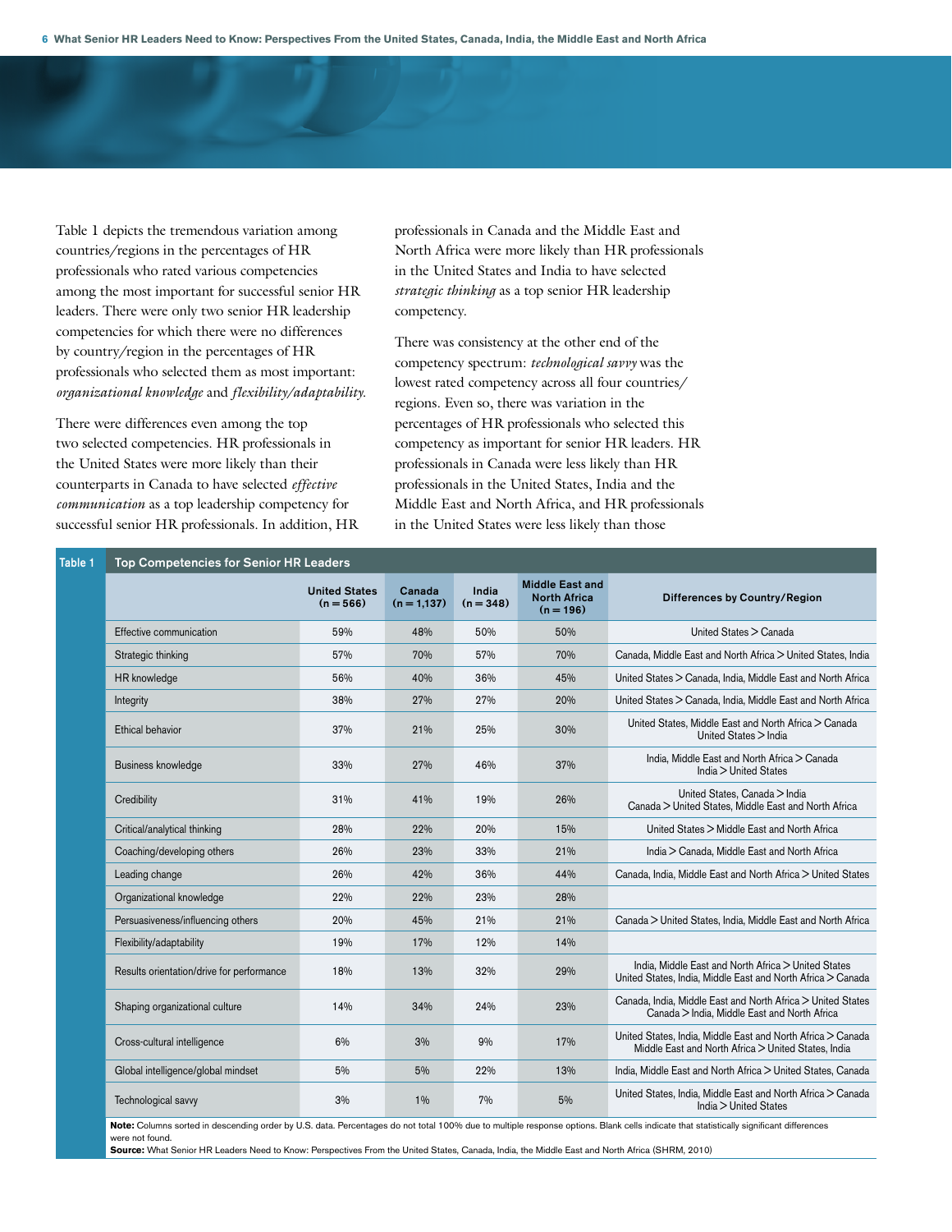Table 1 depicts the tremendous variation among countries/regions in the percentages of HR professionals who rated various competencies among the most important for successful senior HR leaders. There were only two senior HR leadership competencies for which there were no differences by country/region in the percentages of HR professionals who selected them as most important: *organizational knowledge* and *flexibility/adaptability*.

There were differences even among the top two selected competencies. HR professionals in the United States were more likely than their counterparts in Canada to have selected *effective communication* as a top leadership competency for successful senior HR professionals. In addition, HR professionals in Canada and the Middle East and North Africa were more likely than HR professionals in the United States and India to have selected *strategic thinking* as a top senior HR leadership competency.

There was consistency at the other end of the competency spectrum: *technological savvy* was the lowest rated competency across all four countries/regions. Even so, there was variation in the percentages of HR professionals who selected this competency as important for senior HR leaders. HR professionals in Canada were less likely than HR professionals in the United States, India and the Middle East and North Africa, and HR professionals in the United States were less likely than those

**Table 1 Top Competencies for Senior HR Leaders**

| | United States (n = 566) | Canada (n = 1,137) | India (n = 348) | Middle East and North Africa (n = 196) | Differences by Country/Region |
|---|---|---|---|---|---|
| Effective communication | 59% | 48% | 50% | 50% | United States > Canada |
| Strategic thinking | 57% | 70% | 57% | 70% | Canada, Middle East and North Africa > United States, India |
| HR knowledge | 56% | 40% | 36% | 45% | United States > Canada, India, Middle East and North Africa |
| Integrity | 38% | 27% | 27% | 20% | United States > Canada, India, Middle East and North Africa |
| Ethical behavior | 37% | 21% | 25% | 30% | United States, Middle East and North Africa > Canada<br>United States > India |
| Business knowledge | 33% | 27% | 46% | 37% | India, Middle East and North Africa > Canada<br>India > United States |
| Credibility | 31% | 41% | 19% | 26% | United States, Canada > India<br>Canada > United States, Middle East and North Africa |
| Critical/analytical thinking | 28% | 22% | 20% | 15% | United States > Middle East and North Africa |
| Coaching/developing others | 26% | 23% | 33% | 21% | India > Canada, Middle East and North Africa |
| Leading change | 26% | 42% | 36% | 44% | Canada, India, Middle East and North Africa > United States |
| Organizational knowledge | 22% | 22% | 23% | 28% | |
| Persuasiveness/influencing others | 20% | 45% | 21% | 21% | Canada > United States, India, Middle East and North Africa |
| Flexibility/adaptability | 19% | 17% | 12% | 14% | |
| Results orientation/drive for performance | 18% | 13% | 32% | 29% | India, Middle East and North Africa > United States<br>United States, India, Middle East and North Africa > Canada |
| Shaping organizational culture | 14% | 34% | 24% | 23% | Canada, India, Middle East and North Africa > United States<br>Canada > India, Middle East and North Africa |
| Cross-cultural intelligence | 6% | 3% | 9% | 17% | United States, India, Middle East and North Africa > Canada<br>Middle East and North Africa > United States, India |
| Global intelligence/global mindset | 5% | 5% | 22% | 13% | India, Middle East and North Africa > United States, Canada |
| Technological savvy | 3% | 1% | 7% | 5% | United States, India, Middle East and North Africa > Canada<br>India > United States |

**Note:** Columns sorted in descending order by U.S. data. Percentages do not total 100% due to multiple response options. Blank cells indicate that statistically significant differences were not found.

**Source:** What Senior HR Leaders Need to Know: Perspectives From the United States, Canada, India, the Middle East and North Africa (SHRM, 2010)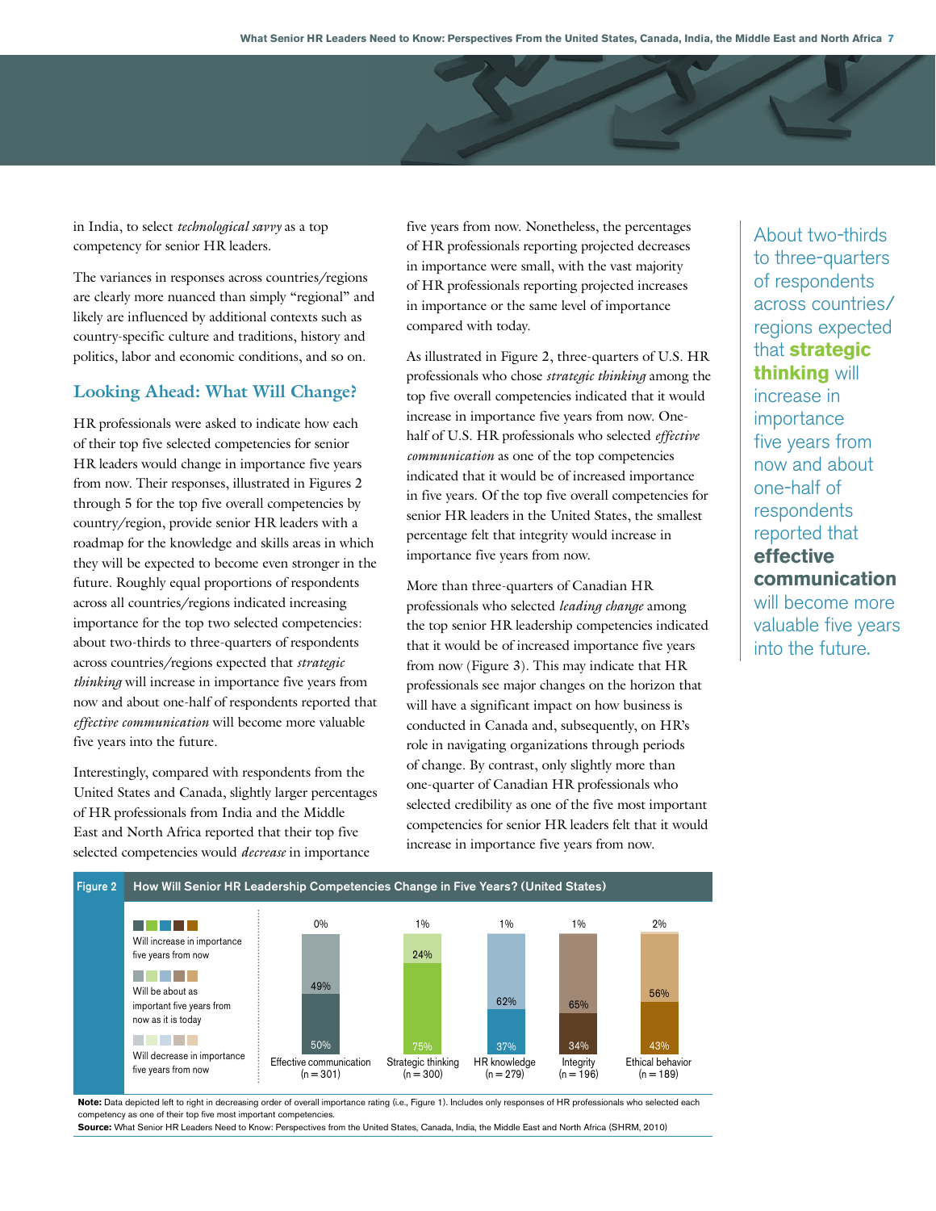in India, to select *technological savvy* as a top competency for senior HR leaders.

The variances in responses across countries/regions are clearly more nuanced than simply "regional" and likely are influenced by additional contexts such as country-specific culture and traditions, history and politics, labor and economic conditions, and so on.

## Looking Ahead: What Will Change?

HR professionals were asked to indicate how each of their top five selected competencies for senior HR leaders would change in importance five years from now. Their responses, illustrated in Figures 2 through 5 for the top five overall competencies by country/region, provide senior HR leaders with a roadmap for the knowledge and skills areas in which they will be expected to become even stronger in the future. Roughly equal proportions of respondents across all countries/regions indicated increasing importance for the top two selected competencies: about two-thirds to three-quarters of respondents across countries/regions expected that *strategic thinking* will increase in importance five years from now and about one-half of respondents reported that *effective communication* will become more valuable five years into the future.

Interestingly, compared with respondents from the United States and Canada, slightly larger percentages of HR professionals from India and the Middle East and North Africa reported that their top five selected competencies would *decrease* in importance five years from now. Nonetheless, the percentages of HR professionals reporting projected decreases in importance were small, with the vast majority of HR professionals reporting projected increases in importance or the same level of importance compared with today.

As illustrated in Figure 2, three-quarters of U.S. HR professionals who chose *strategic thinking* among the top five overall competencies indicated that it would increase in importance five years from now. One-half of U.S. HR professionals who selected *effective communication* as one of the top competencies indicated that it would be of increased importance in five years. Of the top five overall competencies for senior HR leaders in the United States, the smallest percentage felt that integrity would increase in importance five years from now.

More than three-quarters of Canadian HR professionals who selected *leading change* among the top senior HR leadership competencies indicated that it would be of increased importance five years from now (Figure 3). This may indicate that HR professionals see major changes on the horizon that will have a significant impact on how business is conducted in Canada and, subsequently, on HR's role in navigating organizations through periods of change. By contrast, only slightly more than one-quarter of Canadian HR professionals who selected credibility as one of the five most important competencies for senior HR leaders felt that it would increase in importance five years from now.

About two-thirds to three-quarters of respondents across countries/regions expected that **strategic thinking** will increase in importance five years from now and about one-half of respondents reported that **effective communication** will become more valuable five years into the future.

**Figure 2 How Will Senior HR Leadership Competencies Change in Five Years? (United States)**

| | Effective communication (n = 301) | Strategic thinking (n = 300) | HR knowledge (n = 279) | Integrity (n = 196) | Ethical behavior (n = 189) |
|---|---|---|---|---|---|
| Will increase in importance five years from now | 50% | 75% | 37% | 34% | 43% |
| Will be about as important five years from now as it is today | 49% | 24% | 62% | 65% | 56% |
| Will decrease in importance five years from now | 0% | 1% | 1% | 1% | 2% |

**Note:** Data depicted left to right in decreasing order of overall importance rating (i.e., Figure 1). Includes only responses of HR professionals who selected each competency as one of their top five most important competencies.

**Source:** What Senior HR Leaders Need to Know: Perspectives from the United States, Canada, India, the Middle East and North Africa (SHRM, 2010)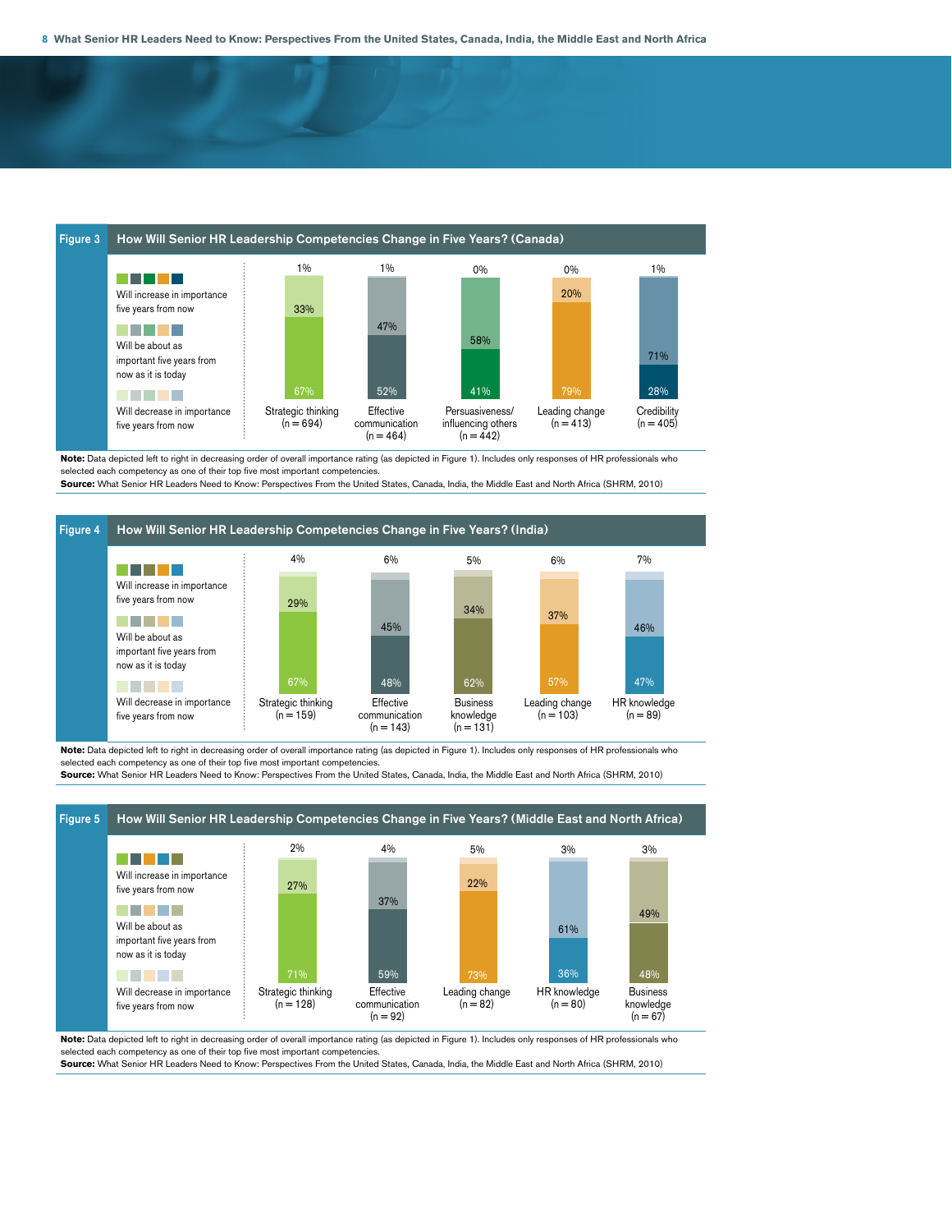**Figure 3 How Will Senior HR Leadership Competencies Change in Five Years? (Canada)**

| Competency | Will increase in importance five years from now | Will be about as important five years from now as it is today | Will decrease in importance five years from now |
|---|---|---|---|
| Strategic thinking (n = 694) | 67% | 33% | 1% |
| Effective communication (n = 464) | 52% | 47% | 1% |
| Persuasiveness/ influencing others (n = 442) | 41% | 58% | 0% |
| Leading change (n = 413) | 79% | 20% | 0% |
| Credibility (n = 405) | 28% | 71% | 1% |

**Note:** Data depicted left to right in decreasing order of overall importance rating (as depicted in Figure 1). Includes only responses of HR professionals who selected each competency as one of their top five most important competencies.

**Source:** What Senior HR Leaders Need to Know: Perspectives From the United States, Canada, India, the Middle East and North Africa (SHRM, 2010)

**Figure 4 How Will Senior HR Leadership Competencies Change in Five Years? (India)**

| Competency | Will increase in importance five years from now | Will be about as important five years from now as it is today | Will decrease in importance five years from now |
|---|---|---|---|
| Strategic thinking (n = 159) | 67% | 29% | 4% |
| Effective communication (n = 143) | 48% | 45% | 6% |
| Business knowledge (n = 131) | 62% | 34% | 5% |
| Leading change (n = 103) | 57% | 37% | 6% |
| HR knowledge (n = 89) | 47% | 46% | 7% |

**Note:** Data depicted left to right in decreasing order of overall importance rating (as depicted in Figure 1). Includes only responses of HR professionals who selected each competency as one of their top five most important competencies.

**Source:** What Senior HR Leaders Need to Know: Perspectives From the United States, Canada, India, the Middle East and North Africa (SHRM, 2010)

**Figure 5 How Will Senior HR Leadership Competencies Change in Five Years? (Middle East and North Africa)**

| Competency | Will increase in importance five years from now | Will be about as important five years from now as it is today | Will decrease in importance five years from now |
|---|---|---|---|
| Strategic thinking (n = 128) | 71% | 27% | 2% |
| Effective communication (n = 92) | 59% | 37% | 4% |
| Leading change (n = 82) | 73% | 22% | 5% |
| HR knowledge (n = 80) | 36% | 61% | 3% |
| Business knowledge (n = 67) | 48% | 49% | 3% |

**Note:** Data depicted left to right in decreasing order of overall importance rating (as depicted in Figure 1). Includes only responses of HR professionals who selected each competency as one of their top five most important competencies.

**Source:** What Senior HR Leaders Need to Know: Perspectives From the United States, Canada, India, the Middle East and North Africa (SHRM, 2010)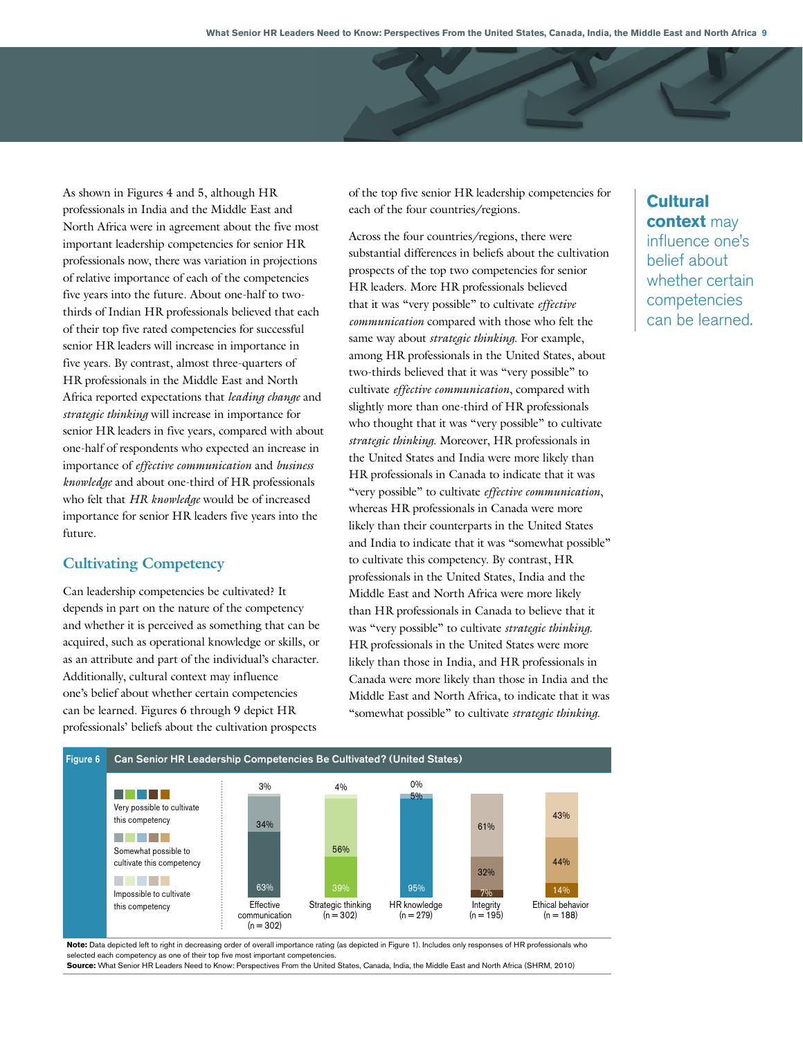As shown in Figures 4 and 5, although HR professionals in India and the Middle East and North Africa were in agreement about the five most important leadership competencies for senior HR professionals now, there was variation in projections of relative importance of each of the competencies five years into the future. About one-half to two-thirds of Indian HR professionals believed that each of their top five rated competencies for successful senior HR leaders will increase in importance in five years. By contrast, almost three-quarters of HR professionals in the Middle East and North Africa reported expectations that *leading change* and *strategic thinking* will increase in importance for senior HR leaders in five years, compared with about one-half of respondents who expected an increase in importance of *effective communication* and *business knowledge* and about one-third of HR professionals who felt that *HR knowledge* would be of increased importance for senior HR leaders five years into the future.

## Cultivating Competency

Can leadership competencies be cultivated? It depends in part on the nature of the competency and whether it is perceived as something that can be acquired, such as operational knowledge or skills, or as an attribute and part of the individual's character. Additionally, cultural context may influence one's belief about whether certain competencies can be learned. Figures 6 through 9 depict HR professionals' beliefs about the cultivation prospects of the top five senior HR leadership competencies for each of the four countries/regions.

Across the four countries/regions, there were substantial differences in beliefs about the cultivation prospects of the top two competencies for senior HR leaders. More HR professionals believed that it was "very possible" to cultivate *effective communication* compared with those who felt the same way about *strategic thinking*. For example, among HR professionals in the United States, about two-thirds believed that it was "very possible" to cultivate *effective communication*, compared with slightly more than one-third of HR professionals who thought that it was "very possible" to cultivate *strategic thinking*. Moreover, HR professionals in the United States and India were more likely than HR professionals in Canada to indicate that it was "very possible" to cultivate *effective communication*, whereas HR professionals in Canada were more likely than their counterparts in the United States and India to indicate that it was "somewhat possible" to cultivate this competency. By contrast, HR professionals in the United States, India and the Middle East and North Africa were more likely than HR professionals in Canada to believe that it was "very possible" to cultivate *strategic thinking*. HR professionals in the United States were more likely than those in India, and HR professionals in Canada were more likely than those in India and the Middle East and North Africa, to indicate that it was "somewhat possible" to cultivate *strategic thinking*.

**Cultural context** may influence one's belief about whether certain competencies can be learned.

**Figure 6** Can Senior HR Leadership Competencies Be Cultivated? (United States)

| | Effective communication (n = 302) | Strategic thinking (n = 302) | HR knowledge (n = 279) | Integrity (n = 195) | Ethical behavior (n = 188) |
|---|---|---|---|---|---|
| Very possible to cultivate this competency | 63% | 39% | 95% | 7% | 14% |
| Somewhat possible to cultivate this competency | 34% | 56% | 5% | 32% | 44% |
| Impossible to cultivate this competency | 3% | 4% | 0% | 61% | 43% |

**Note:** Data depicted left to right in decreasing order of overall importance rating (as depicted in Figure 1). Includes only responses of HR professionals who selected each competency as one of their top five most important competencies.
**Source:** What Senior HR Leaders Need to Know: Perspectives From the United States, Canada, India, the Middle East and North Africa (SHRM, 2010)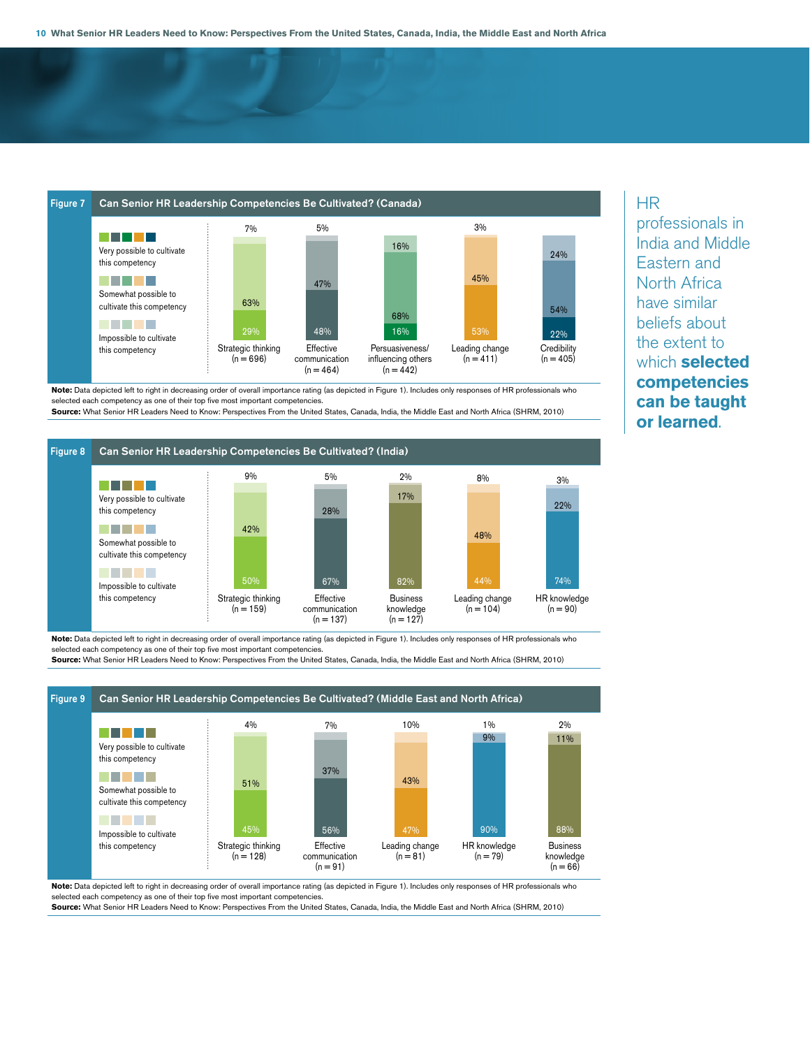HR professionals in India and Middle Eastern and North Africa have similar beliefs about the extent to which **selected competencies can be taught or learned**.

**Figure 7 Can Senior HR Leadership Competencies Be Cultivated? (Canada)**

| | Strategic thinking (n = 696) | Effective communication (n = 464) | Persuasiveness/influencing others (n = 442) | Leading change (n = 411) | Credibility (n = 405) |
|---|---|---|---|---|---|
| Very possible to cultivate this competency | 29% | 48% | 16% | 53% | 22% |
| Somewhat possible to cultivate this competency | 63% | 47% | 68% | 45% | 54% |
| Impossible to cultivate this competency | 7% | 5% | 16% | 3% | 24% |

**Note:** Data depicted left to right in decreasing order of overall importance rating (as depicted in Figure 1). Includes only responses of HR professionals who selected each competency as one of their top five most important competencies.
**Source:** What Senior HR Leaders Need to Know: Perspectives From the United States, Canada, India, the Middle East and North Africa (SHRM, 2010)

**Figure 8 Can Senior HR Leadership Competencies Be Cultivated? (India)**

| | Strategic thinking (n = 159) | Effective communication (n = 137) | Business knowledge (n = 127) | Leading change (n = 104) | HR knowledge (n = 90) |
|---|---|---|---|---|---|
| Very possible to cultivate this competency | 50% | 67% | 82% | 44% | 74% |
| Somewhat possible to cultivate this competency | 42% | 28% | 17% | 48% | 22% |
| Impossible to cultivate this competency | 9% | 5% | 2% | 8% | 3% |

**Note:** Data depicted left to right in decreasing order of overall importance rating (as depicted in Figure 1). Includes only responses of HR professionals who selected each competency as one of their top five most important competencies.
**Source:** What Senior HR Leaders Need to Know: Perspectives From the United States, Canada, India, the Middle East and North Africa (SHRM, 2010)

**Figure 9 Can Senior HR Leadership Competencies Be Cultivated? (Middle East and North Africa)**

| | Strategic thinking (n = 128) | Effective communication (n = 91) | Leading change (n = 81) | HR knowledge (n = 79) | Business knowledge (n = 66) |
|---|---|---|---|---|---|
| Very possible to cultivate this competency | 45% | 56% | 47% | 90% | 88% |
| Somewhat possible to cultivate this competency | 51% | 37% | 43% | 9% | 11% |
| Impossible to cultivate this competency | 4% | 7% | 10% | 1% | 2% |

**Note:** Data depicted left to right in decreasing order of overall importance rating (as depicted in Figure 1). Includes only responses of HR professionals who selected each competency as one of their top five most important competencies.
**Source:** What Senior HR Leaders Need to Know: Perspectives From the United States, Canada, India, the Middle East and North Africa (SHRM, 2010)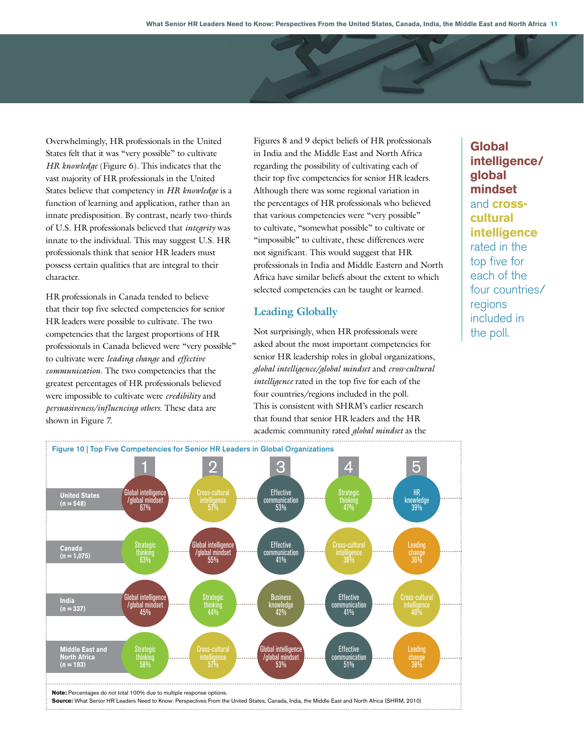Overwhelmingly, HR professionals in the United States felt that it was "very possible" to cultivate *HR knowledge* (Figure 6). This indicates that the vast majority of HR professionals in the United States believe that competency in *HR knowledge* is a function of learning and application, rather than an innate predisposition. By contrast, nearly two-thirds of U.S. HR professionals believed that *integrity* was innate to the individual. This may suggest U.S. HR professionals think that senior HR leaders must possess certain qualities that are integral to their character.

HR professionals in Canada tended to believe that their top five selected competencies for senior HR leaders were possible to cultivate. The two competencies that the largest proportions of HR professionals in Canada believed were "very possible" to cultivate were *leading change* and *effective communication*. The two competencies that the greatest percentages of HR professionals believed were impossible to cultivate were *credibility* and *persuasiveness/influencing others*. These data are shown in Figure 7.

Figures 8 and 9 depict beliefs of HR professionals in India and the Middle East and North Africa regarding the possibility of cultivating each of their top five competencies for senior HR leaders. Although there was some regional variation in the percentages of HR professionals who believed that various competencies were "very possible" to cultivate, "somewhat possible" to cultivate or "impossible" to cultivate, these differences were not significant. This would suggest that HR professionals in India and Middle Eastern and North Africa have similar beliefs about the extent to which selected competencies can be taught or learned.

## Leading Globally

Not surprisingly, when HR professionals were asked about the most important competencies for senior HR leadership roles in global organizations, *global intelligence/global mindset* and *cross-cultural intelligence* rated in the top five for each of the four countries/regions included in the poll. This is consistent with SHRM's earlier research that found that senior HR leaders and the HR academic community rated *global mindset* as the

**Global intelligence/ global mindset and cross-cultural intelligence rated in the top five for each of the four countries/ regions included in the poll.**

**Figure 10 | Top Five Competencies for Senior HR Leaders in Global Organizations**

| | 1 | 2 | 3 | 4 | 5 |
|---|---|---|---|---|---|
| United States (n = 548) | Global intelligence/global mindset 67% | Cross-cultural intelligence 57% | Effective communication 53% | Strategic thinking 47% | HR knowledge 39% |
| Canada (n = 1,075) | Strategic thinking 63% | Global intelligence/global mindset 55% | Effective communication 41% | Cross-cultural intelligence 39% | Leading change 36% |
| India (n = 337) | Global intelligence/global mindset 45% | Strategic thinking 44% | Business knowledge 42% | Effective communication 41% | Cross-cultural intelligence 40% |
| Middle East and North Africa (n = 193) | Strategic thinking 58% | Cross-cultural intelligence 57% | Global intelligence/global mindset 53% | Effective communication 51% | Leading change 38% |

**Note:** Percentages do not total 100% due to multiple response options.
**Source:** What Senior HR Leaders Need to Know: Perspectives From the United States, Canada, India, the Middle East and North Africa (SHRM, 2010)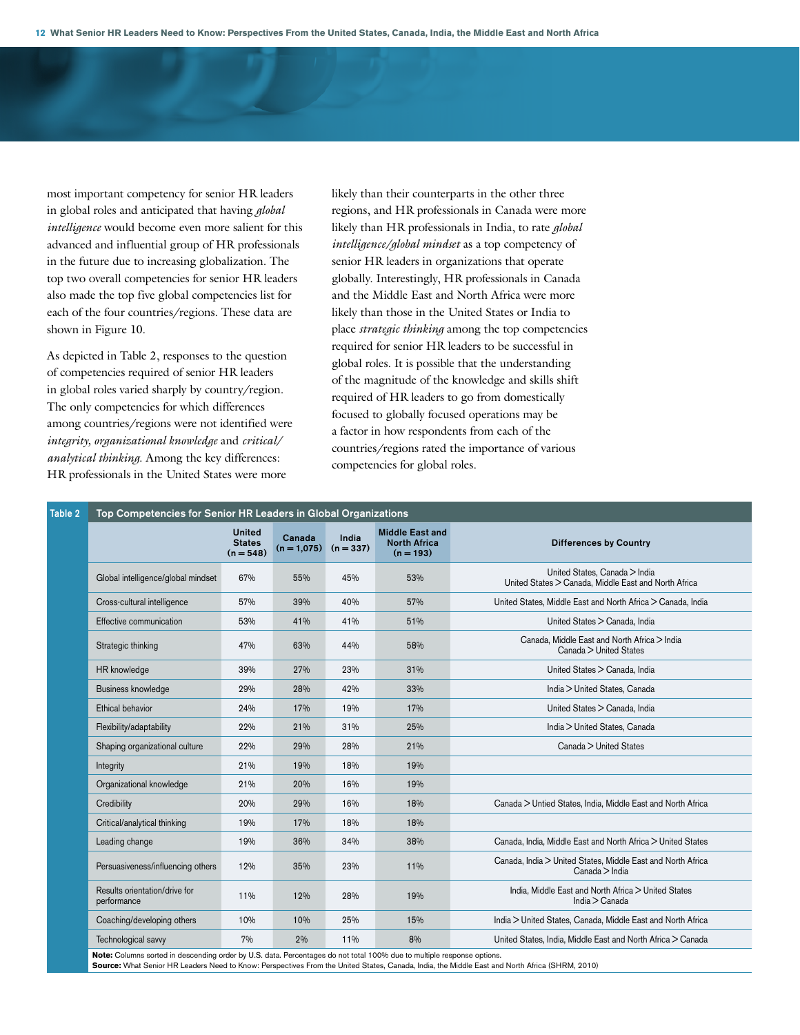most important competency for senior HR leaders in global roles and anticipated that having *global intelligence* would become even more salient for this advanced and influential group of HR professionals in the future due to increasing globalization. The top two overall competencies for senior HR leaders also made the top five global competencies list for each of the four countries/regions. These data are shown in Figure 10.

As depicted in Table 2, responses to the question of competencies required of senior HR leaders in global roles varied sharply by country/region. The only competencies for which differences among countries/regions were not identified were *integrity, organizational knowledge* and *critical/analytical thinking*. Among the key differences: HR professionals in the United States were more likely than their counterparts in the other three regions, and HR professionals in Canada were more likely than HR professionals in India, to rate *global intelligence/global mindset* as a top competency of senior HR leaders in organizations that operate globally. Interestingly, HR professionals in Canada and the Middle East and North Africa were more likely than those in the United States or India to place *strategic thinking* among the top competencies required for senior HR leaders to be successful in global roles. It is possible that the understanding of the magnitude of the knowledge and skills shift required of HR leaders to go from domestically focused to globally focused operations may be a factor in how respondents from each of the countries/regions rated the importance of various competencies for global roles.

**Table 2 Top Competencies for Senior HR Leaders in Global Organizations**

| | United States (n = 548) | Canada (n = 1,075) | India (n = 337) | Middle East and North Africa (n = 193) | Differences by Country |
|---|---|---|---|---|---|
| Global intelligence/global mindset | 67% | 55% | 45% | 53% | United States, Canada > India<br>United States > Canada, Middle East and North Africa |
| Cross-cultural intelligence | 57% | 39% | 40% | 57% | United States, Middle East and North Africa > Canada, India |
| Effective communication | 53% | 41% | 41% | 51% | United States > Canada, India |
| Strategic thinking | 47% | 63% | 44% | 58% | Canada, Middle East and North Africa > India<br>Canada > United States |
| HR knowledge | 39% | 27% | 23% | 31% | United States > Canada, India |
| Business knowledge | 29% | 28% | 42% | 33% | India > United States, Canada |
| Ethical behavior | 24% | 17% | 19% | 17% | United States > Canada, India |
| Flexibility/adaptability | 22% | 21% | 31% | 25% | India > United States, Canada |
| Shaping organizational culture | 22% | 29% | 28% | 21% | Canada > United States |
| Integrity | 21% | 19% | 18% | 19% | |
| Organizational knowledge | 21% | 20% | 16% | 19% | |
| Credibility | 20% | 29% | 16% | 18% | Canada > Untied States, India, Middle East and North Africa |
| Critical/analytical thinking | 19% | 17% | 18% | 18% | |
| Leading change | 19% | 36% | 34% | 38% | Canada, India, Middle East and North Africa > United States |
| Persuasiveness/influencing others | 12% | 35% | 23% | 11% | Canada, India > United States, Middle East and North Africa<br>Canada > India |
| Results orientation/drive for performance | 11% | 12% | 28% | 19% | India, Middle East and North Africa > United States<br>India > Canada |
| Coaching/developing others | 10% | 10% | 25% | 15% | India > United States, Canada, Middle East and North Africa |
| Technological savvy | 7% | 2% | 11% | 8% | United States, India, Middle East and North Africa > Canada |

**Note:** Columns sorted in descending order by U.S. data. Percentages do not total 100% due to multiple response options.
**Source:** What Senior HR Leaders Need to Know: Perspectives From the United States, Canada, India, the Middle East and North Africa (SHRM, 2010)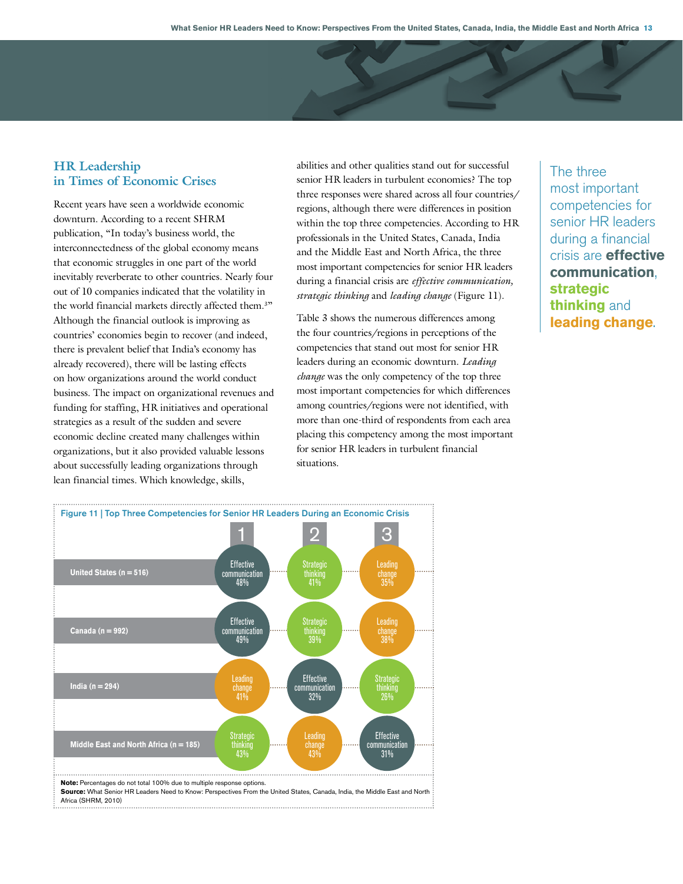## HR Leadership in Times of Economic Crises

Recent years have seen a worldwide economic downturn. According to a recent SHRM publication, "In today's business world, the interconnectedness of the global economy means that economic struggles in one part of the world inevitably reverberate to other countries. Nearly four out of 10 companies indicated that the volatility in the world financial markets directly affected them.[3]" Although the financial outlook is improving as countries' economies begin to recover (and indeed, there is prevalent belief that India's economy has already recovered), there will be lasting effects on how organizations around the world conduct business. The impact on organizational revenues and funding for staffing, HR initiatives and operational strategies as a result of the sudden and severe economic decline created many challenges within organizations, but it also provided valuable lessons about successfully leading organizations through lean financial times. Which knowledge, skills, abilities and other qualities stand out for successful senior HR leaders in turbulent economies? The top three responses were shared across all four countries/regions, although there were differences in position within the top three competencies. According to HR professionals in the United States, Canada, India and the Middle East and North Africa, the three most important competencies for senior HR leaders during a financial crisis are *effective communication*, *strategic thinking* and *leading change* (Figure 11).

Table 3 shows the numerous differences among the four countries/regions in perceptions of the competencies that stand out most for senior HR leaders during an economic downturn. *Leading change* was the only competency of the top three most important competencies for which differences among countries/regions were not identified, with more than one-third of respondents from each area placing this competency among the most important for senior HR leaders in turbulent financial situations.

The three most important competencies for senior HR leaders during a financial crisis are **effective communication**, **strategic thinking** and **leading change**.

**Figure 11 | Top Three Competencies for Senior HR Leaders During an Economic Crisis**

| | 1 | 2 | 3 |
|---|---|---|---|
| United States (n = 516) | Effective communication 48% | Strategic thinking 41% | Leading change 35% |
| Canada (n = 992) | Effective communication 49% | Strategic thinking 39% | Leading change 38% |
| India (n = 294) | Leading change 41% | Effective communication 32% | Strategic thinking 26% |
| Middle East and North Africa (n = 185) | Strategic thinking 43% | Leading change 43% | Effective communication 31% |

**Note:** Percentages do not total 100% due to multiple response options.
**Source:** What Senior HR Leaders Need to Know: Perspectives From the United States, Canada, India, the Middle East and North Africa (SHRM, 2010)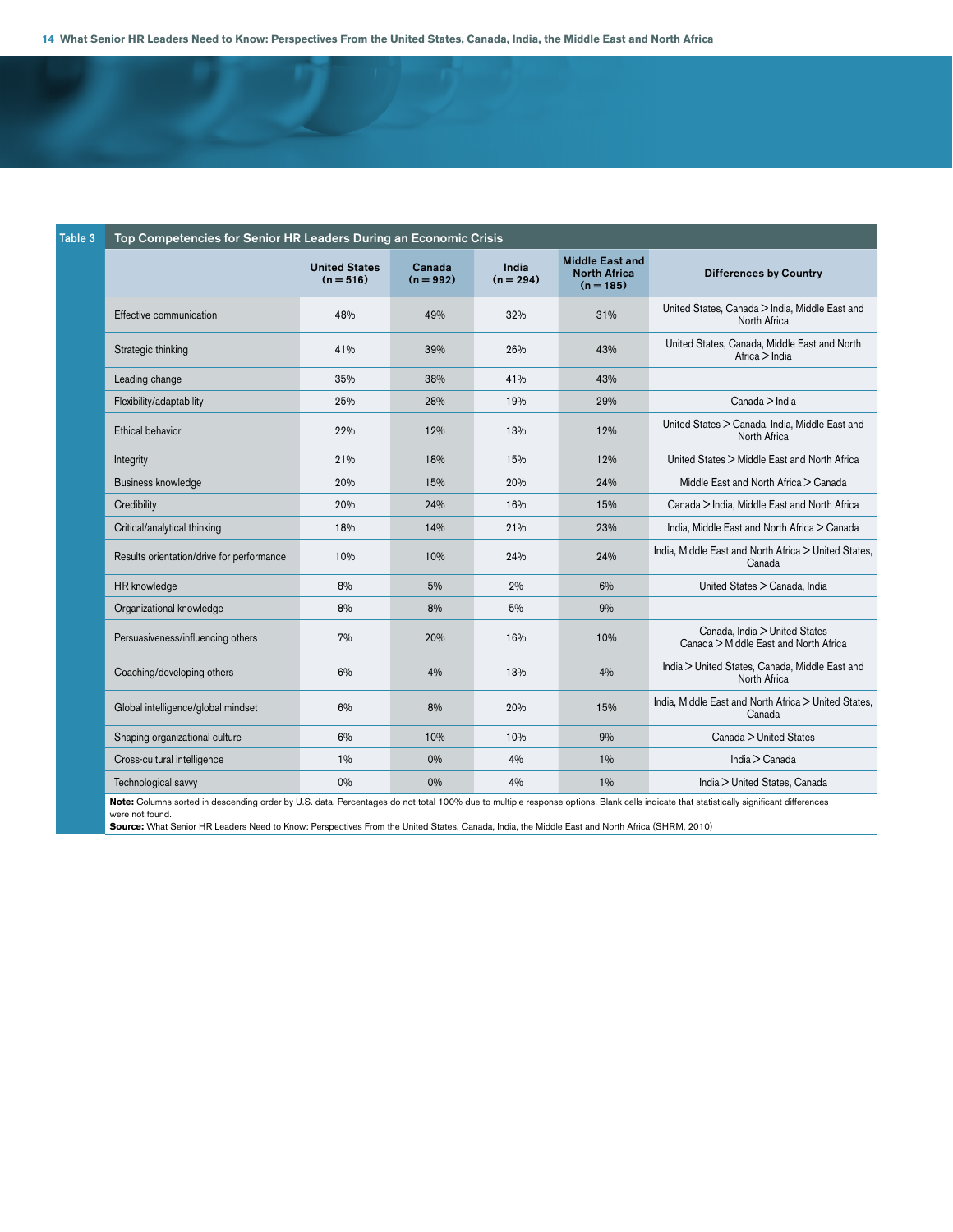**Table 3 Top Competencies for Senior HR Leaders During an Economic Crisis**

| | United States (n = 516) | Canada (n = 992) | India (n = 294) | Middle East and North Africa (n = 185) | Differences by Country |
|---|---|---|---|---|---|
| Effective communication | 48% | 49% | 32% | 31% | United States, Canada > India, Middle East and North Africa |
| Strategic thinking | 41% | 39% | 26% | 43% | United States, Canada, Middle East and North Africa > India |
| Leading change | 35% | 38% | 41% | 43% | |
| Flexibility/adaptability | 25% | 28% | 19% | 29% | Canada > India |
| Ethical behavior | 22% | 12% | 13% | 12% | United States > Canada, India, Middle East and North Africa |
| Integrity | 21% | 18% | 15% | 12% | United States > Middle East and North Africa |
| Business knowledge | 20% | 15% | 20% | 24% | Middle East and North Africa > Canada |
| Credibility | 20% | 24% | 16% | 15% | Canada > India, Middle East and North Africa |
| Critical/analytical thinking | 18% | 14% | 21% | 23% | India, Middle East and North Africa > Canada |
| Results orientation/drive for performance | 10% | 10% | 24% | 24% | India, Middle East and North Africa > United States, Canada |
| HR knowledge | 8% | 5% | 2% | 6% | United States > Canada, India |
| Organizational knowledge | 8% | 8% | 5% | 9% | |
| Persuasiveness/influencing others | 7% | 20% | 16% | 10% | Canada, India > United States Canada > Middle East and North Africa |
| Coaching/developing others | 6% | 4% | 13% | 4% | India > United States, Canada, Middle East and North Africa |
| Global intelligence/global mindset | 6% | 8% | 20% | 15% | India, Middle East and North Africa > United States, Canada |
| Shaping organizational culture | 6% | 10% | 10% | 9% | Canada > United States |
| Cross-cultural intelligence | 1% | 0% | 4% | 1% | India > Canada |
| Technological savvy | 0% | 0% | 4% | 1% | India > United States, Canada |

**Note:** Columns sorted in descending order by U.S. data. Percentages do not total 100% due to multiple response options. Blank cells indicate that statistically significant differences were not found.

**Source:** What Senior HR Leaders Need to Know: Perspectives From the United States, Canada, India, the Middle East and North Africa (SHRM, 2010)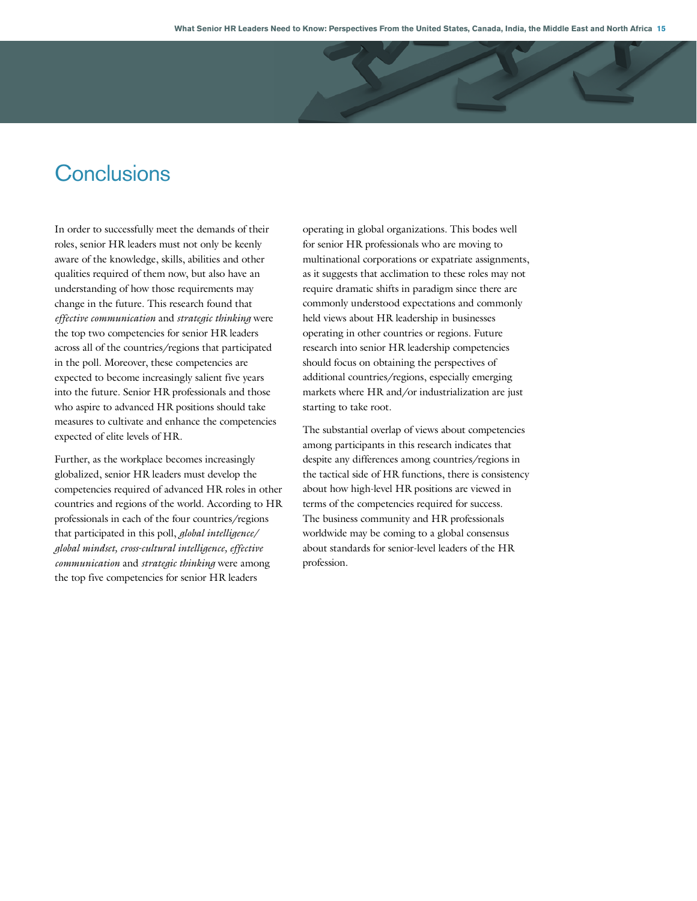# Conclusions

In order to successfully meet the demands of their roles, senior HR leaders must not only be keenly aware of the knowledge, skills, abilities and other qualities required of them now, but also have an understanding of how those requirements may change in the future. This research found that *effective communication* and *strategic thinking* were the top two competencies for senior HR leaders across all of the countries/regions that participated in the poll. Moreover, these competencies are expected to become increasingly salient five years into the future. Senior HR professionals and those who aspire to advanced HR positions should take measures to cultivate and enhance the competencies expected of elite levels of HR.

Further, as the workplace becomes increasingly globalized, senior HR leaders must develop the competencies required of advanced HR roles in other countries and regions of the world. According to HR professionals in each of the four countries/regions that participated in this poll, *global intelligence/global mindset, cross-cultural intelligence, effective communication* and *strategic thinking* were among the top five competencies for senior HR leaders operating in global organizations. This bodes well for senior HR professionals who are moving to multinational corporations or expatriate assignments, as it suggests that acclimation to these roles may not require dramatic shifts in paradigm since there are commonly understood expectations and commonly held views about HR leadership in businesses operating in other countries or regions. Future research into senior HR leadership competencies should focus on obtaining the perspectives of additional countries/regions, especially emerging markets where HR and/or industrialization are just starting to take root.

The substantial overlap of views about competencies among participants in this research indicates that despite any differences among countries/regions in the tactical side of HR functions, there is consistency about how high-level HR positions are viewed in terms of the competencies required for success. The business community and HR professionals worldwide may be coming to a global consensus about standards for senior-level leaders of the HR profession.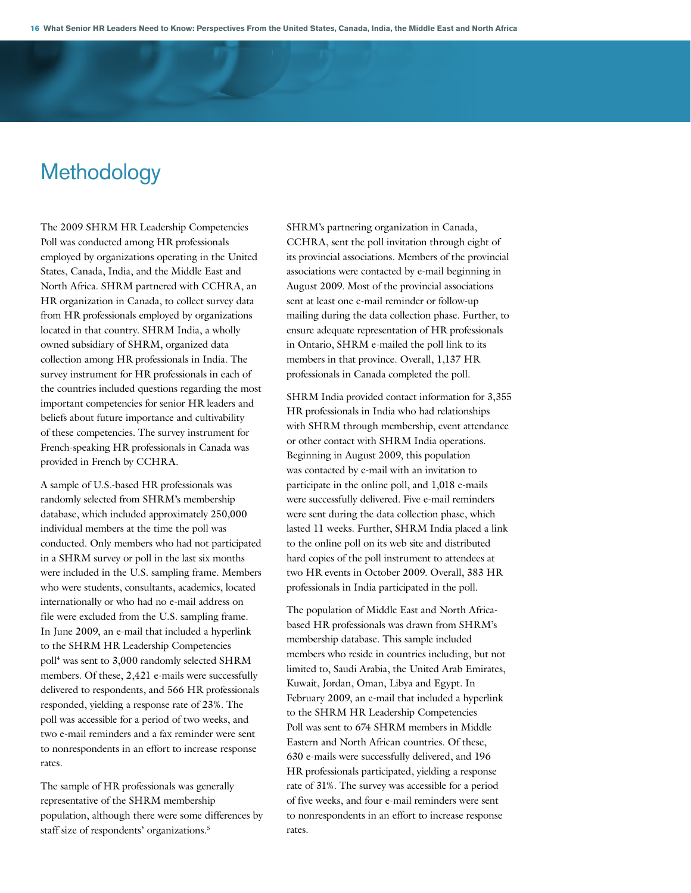# Methodology

The 2009 SHRM HR Leadership Competencies Poll was conducted among HR professionals employed by organizations operating in the United States, Canada, India, and the Middle East and North Africa. SHRM partnered with CCHRA, an HR organization in Canada, to collect survey data from HR professionals employed by organizations located in that country. SHRM India, a wholly owned subsidiary of SHRM, organized data collection among HR professionals in India. The survey instrument for HR professionals in each of the countries included questions regarding the most important competencies for senior HR leaders and beliefs about future importance and cultivability of these competencies. The survey instrument for French-speaking HR professionals in Canada was provided in French by CCHRA.

A sample of U.S.-based HR professionals was randomly selected from SHRM's membership database, which included approximately 250,000 individual members at the time the poll was conducted. Only members who had not participated in a SHRM survey or poll in the last six months were included in the U.S. sampling frame. Members who were students, consultants, academics, located internationally or who had no e-mail address on file were excluded from the U.S. sampling frame. In June 2009, an e-mail that included a hyperlink to the SHRM HR Leadership Competencies poll[4] was sent to 3,000 randomly selected SHRM members. Of these, 2,421 e-mails were successfully delivered to respondents, and 566 HR professionals responded, yielding a response rate of 23%. The poll was accessible for a period of two weeks, and two e-mail reminders and a fax reminder were sent to nonrespondents in an effort to increase response rates.

The sample of HR professionals was generally representative of the SHRM membership population, although there were some differences by staff size of respondents' organizations.[5]

SHRM's partnering organization in Canada, CCHRA, sent the poll invitation through eight of its provincial associations. Members of the provincial associations were contacted by e-mail beginning in August 2009. Most of the provincial associations sent at least one e-mail reminder or follow-up mailing during the data collection phase. Further, to ensure adequate representation of HR professionals in Ontario, SHRM e-mailed the poll link to its members in that province. Overall, 1,137 HR professionals in Canada completed the poll.

SHRM India provided contact information for 3,355 HR professionals in India who had relationships with SHRM through membership, event attendance or other contact with SHRM India operations. Beginning in August 2009, this population was contacted by e-mail with an invitation to participate in the online poll, and 1,018 e-mails were successfully delivered. Five e-mail reminders were sent during the data collection phase, which lasted 11 weeks. Further, SHRM India placed a link to the online poll on its web site and distributed hard copies of the poll instrument to attendees at two HR events in October 2009. Overall, 383 HR professionals in India participated in the poll.

The population of Middle East and North Africa-based HR professionals was drawn from SHRM's membership database. This sample included members who reside in countries including, but not limited to, Saudi Arabia, the United Arab Emirates, Kuwait, Jordan, Oman, Libya and Egypt. In February 2009, an e-mail that included a hyperlink to the SHRM HR Leadership Competencies Poll was sent to 674 SHRM members in Middle Eastern and North African countries. Of these, 630 e-mails were successfully delivered, and 196 HR professionals participated, yielding a response rate of 31%. The survey was accessible for a period of five weeks, and four e-mail reminders were sent to nonrespondents in an effort to increase response rates.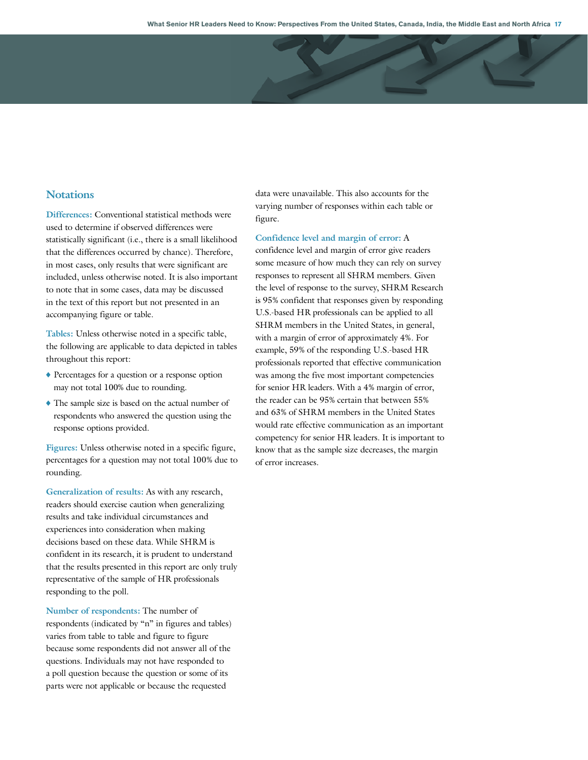## Notations

**Differences:** Conventional statistical methods were used to determine if observed differences were statistically significant (i.e., there is a small likelihood that the differences occurred by chance). Therefore, in most cases, only results that were significant are included, unless otherwise noted. It is also important to note that in some cases, data may be discussed in the text of this report but not presented in an accompanying figure or table.

**Tables:** Unless otherwise noted in a specific table, the following are applicable to data depicted in tables throughout this report:

- Percentages for a question or a response option may not total 100% due to rounding.
- The sample size is based on the actual number of respondents who answered the question using the response options provided.

**Figures:** Unless otherwise noted in a specific figure, percentages for a question may not total 100% due to rounding.

**Generalization of results:** As with any research, readers should exercise caution when generalizing results and take individual circumstances and experiences into consideration when making decisions based on these data. While SHRM is confident in its research, it is prudent to understand that the results presented in this report are only truly representative of the sample of HR professionals responding to the poll.

**Number of respondents:** The number of respondents (indicated by "n" in figures and tables) varies from table to table and figure to figure because some respondents did not answer all of the questions. Individuals may not have responded to a poll question because the question or some of its parts were not applicable or because the requested data were unavailable. This also accounts for the varying number of responses within each table or figure.

**Confidence level and margin of error:** A confidence level and margin of error give readers some measure of how much they can rely on survey responses to represent all SHRM members. Given the level of response to the survey, SHRM Research is 95% confident that responses given by responding U.S.-based HR professionals can be applied to all SHRM members in the United States, in general, with a margin of error of approximately 4%. For example, 59% of the responding U.S.-based HR professionals reported that effective communication was among the five most important competencies for senior HR leaders. With a 4% margin of error, the reader can be 95% certain that between 55% and 63% of SHRM members in the United States would rate effective communication as an important competency for senior HR leaders. It is important to know that as the sample size decreases, the margin of error increases.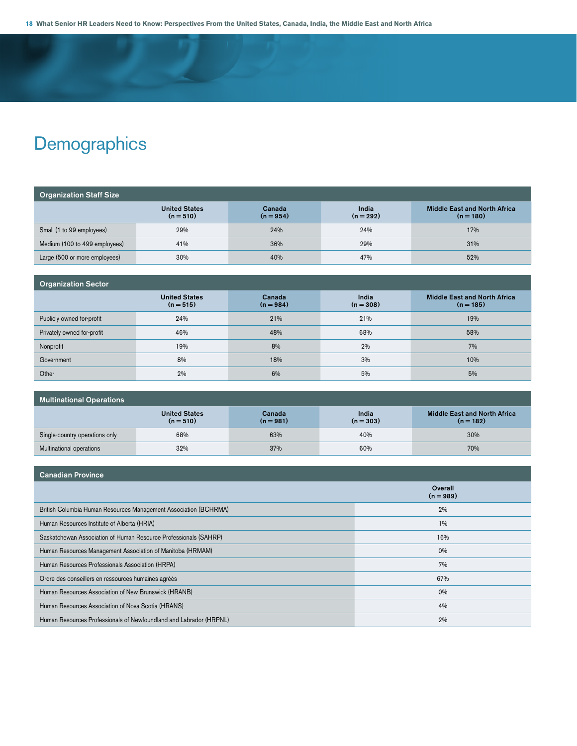# Demographics

| Organization Staff Size | United States (n = 510) | Canada (n = 954) | India (n = 292) | Middle East and North Africa (n = 180) |
|---|---|---|---|---|
| Small (1 to 99 employees) | 29% | 24% | 24% | 17% |
| Medium (100 to 499 employees) | 41% | 36% | 29% | 31% |
| Large (500 or more employees) | 30% | 40% | 47% | 52% |

| Organization Sector | United States (n = 515) | Canada (n = 984) | India (n = 308) | Middle East and North Africa (n = 185) |
|---|---|---|---|---|
| Publicly owned for-profit | 24% | 21% | 21% | 19% |
| Privately owned for-profit | 46% | 48% | 68% | 58% |
| Nonprofit | 19% | 8% | 2% | 7% |
| Government | 8% | 18% | 3% | 10% |
| Other | 2% | 6% | 5% | 5% |

| Multinational Operations | United States (n = 510) | Canada (n = 981) | India (n = 303) | Middle East and North Africa (n = 182) |
|---|---|---|---|---|
| Single-country operations only | 68% | 63% | 40% | 30% |
| Multinational operations | 32% | 37% | 60% | 70% |

| Canadian Province | Overall (n = 989) |
|---|---|
| British Columbia Human Resources Management Association (BCHRMA) | 2% |
| Human Resources Institute of Alberta (HRIA) | 1% |
| Saskatchewan Association of Human Resource Professionals (SAHRP) | 16% |
| Human Resources Management Association of Manitoba (HRMAM) | 0% |
| Human Resources Professionals Association (HRPA) | 7% |
| Ordre des conseillers en ressources humaines agréés | 67% |
| Human Resources Association of New Brunswick (HRANB) | 0% |
| Human Resources Association of Nova Scotia (HRANS) | 4% |
| Human Resources Professionals of Newfoundland and Labrador (HRPNL) | 2% |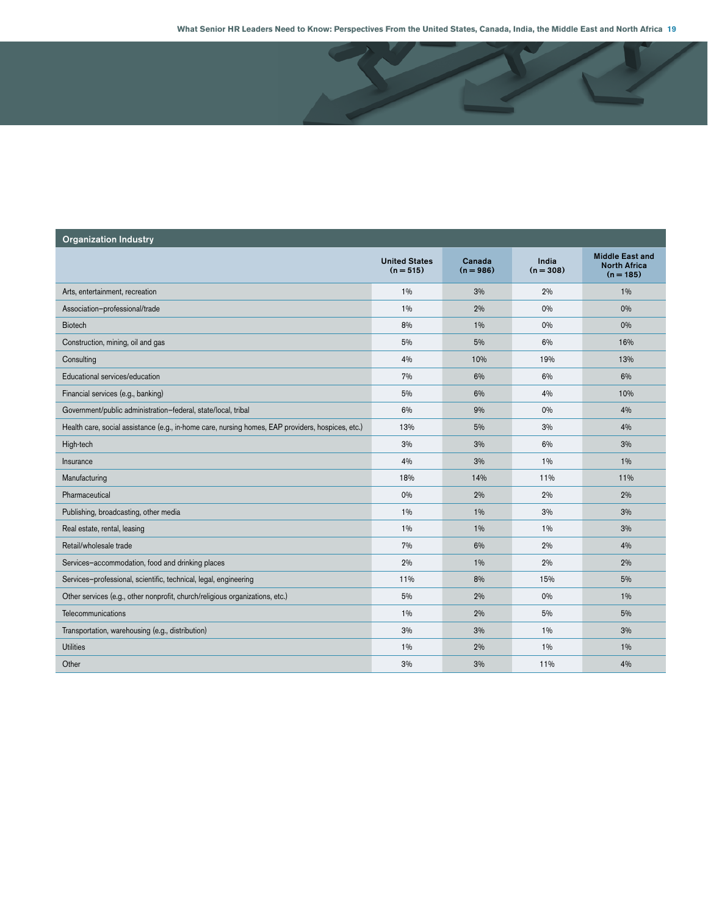## Organization Industry

| | United States (n = 515) | Canada (n = 986) | India (n = 308) | Middle East and North Africa (n = 185) |
|---|---|---|---|---|
| Arts, entertainment, recreation | 1% | 3% | 2% | 1% |
| Association–professional/trade | 1% | 2% | 0% | 0% |
| Biotech | 8% | 1% | 0% | 0% |
| Construction, mining, oil and gas | 5% | 5% | 6% | 16% |
| Consulting | 4% | 10% | 19% | 13% |
| Educational services/education | 7% | 6% | 6% | 6% |
| Financial services (e.g., banking) | 5% | 6% | 4% | 10% |
| Government/public administration–federal, state/local, tribal | 6% | 9% | 0% | 4% |
| Health care, social assistance (e.g., in-home care, nursing homes, EAP providers, hospices, etc.) | 13% | 5% | 3% | 4% |
| High-tech | 3% | 3% | 6% | 3% |
| Insurance | 4% | 3% | 1% | 1% |
| Manufacturing | 18% | 14% | 11% | 11% |
| Pharmaceutical | 0% | 2% | 2% | 2% |
| Publishing, broadcasting, other media | 1% | 1% | 3% | 3% |
| Real estate, rental, leasing | 1% | 1% | 1% | 3% |
| Retail/wholesale trade | 7% | 6% | 2% | 4% |
| Services–accommodation, food and drinking places | 2% | 1% | 2% | 2% |
| Services–professional, scientific, technical, legal, engineering | 11% | 8% | 15% | 5% |
| Other services (e.g., other nonprofit, church/religious organizations, etc.) | 5% | 2% | 0% | 1% |
| Telecommunications | 1% | 2% | 5% | 5% |
| Transportation, warehousing (e.g., distribution) | 3% | 3% | 1% | 3% |
| Utilities | 1% | 2% | 1% | 1% |
| Other | 3% | 3% | 11% | 4% |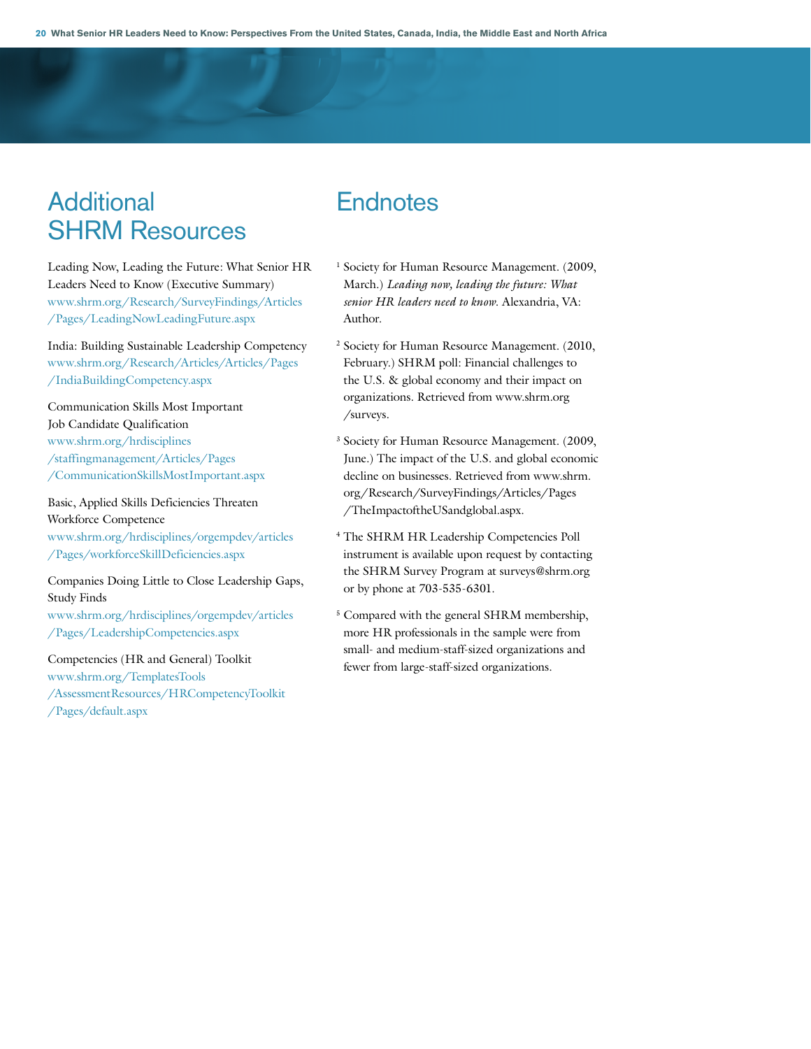## Additional SHRM Resources

Leading Now, Leading the Future: What Senior HR Leaders Need to Know (Executive Summary)
www.shrm.org/Research/SurveyFindings/Articles/Pages/LeadingNowLeadingFuture.aspx

India: Building Sustainable Leadership Competency
www.shrm.org/Research/Articles/Articles/Pages/IndiaBuildingCompetency.aspx

Communication Skills Most Important Job Candidate Qualification
www.shrm.org/hrdisciplines/staffingmanagement/Articles/Pages/CommunicationSkillsMostImportant.aspx

Basic, Applied Skills Deficiencies Threaten Workforce Competence
www.shrm.org/hrdisciplines/orgempdev/articles/Pages/workforceSkillDeficiencies.aspx

Companies Doing Little to Close Leadership Gaps, Study Finds
www.shrm.org/hrdisciplines/orgempdev/articles/Pages/LeadershipCompetencies.aspx

Competencies (HR and General) Toolkit
www.shrm.org/TemplatesTools/AssessmentResources/HRCompetencyToolkit/Pages/default.aspx

## Endnotes

[1] Society for Human Resource Management. (2009, March.) *Leading now, leading the future: What senior HR leaders need to know.* Alexandria, VA: Author.

[2] Society for Human Resource Management. (2010, February.) SHRM poll: Financial challenges to the U.S. & global economy and their impact on organizations. Retrieved from www.shrm.org/surveys.

[3] Society for Human Resource Management. (2009, June.) The impact of the U.S. and global economic decline on businesses. Retrieved from www.shrm.org/Research/SurveyFindings/Articles/Pages/TheImpactoftheUSandglobal.aspx.

[4] The SHRM HR Leadership Competencies Poll instrument is available upon request by contacting the SHRM Survey Program at surveys@shrm.org or by phone at 703-535-6301.

[5] Compared with the general SHRM membership, more HR professionals in the sample were from small- and medium-staff-sized organizations and fewer from large-staff-sized organizations.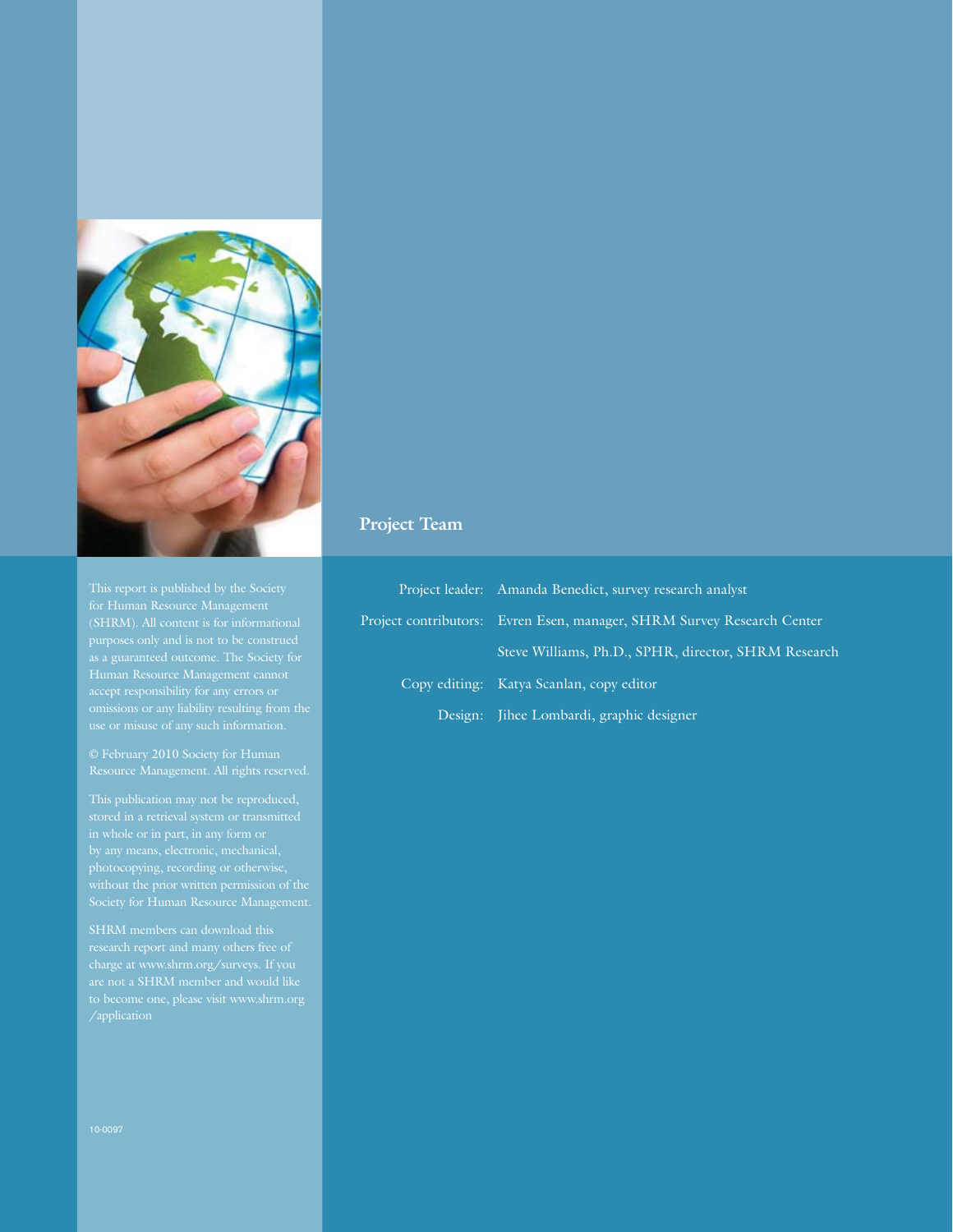## Project Team

| | |
|---|---|
| Project leader: | Amanda Benedict, survey research analyst |
| Project contributors: | Evren Esen, manager, SHRM Survey Research Center |
| | Steve Williams, Ph.D., SPHR, director, SHRM Research |
| Copy editing: | Katya Scanlan, copy editor |
| Design: | Jihee Lombardi, graphic designer |

This report is published by the Society for Human Resource Management (SHRM). All content is for informational purposes only and is not to be construed as a guaranteed outcome. The Society for Human Resource Management cannot accept responsibility for any errors or omissions or any liability resulting from the use or misuse of any such information.

© February 2010 Society for Human Resource Management. All rights reserved.

This publication may not be reproduced, stored in a retrieval system or transmitted in whole or in part, in any form or by any means, electronic, mechanical, photocopying, recording or otherwise, without the prior written permission of the Society for Human Resource Management.

SHRM members can download this research report and many others free of charge at www.shrm.org/surveys. If you are not a SHRM member and would like to become one, please visit www.shrm.org/application

10-0097